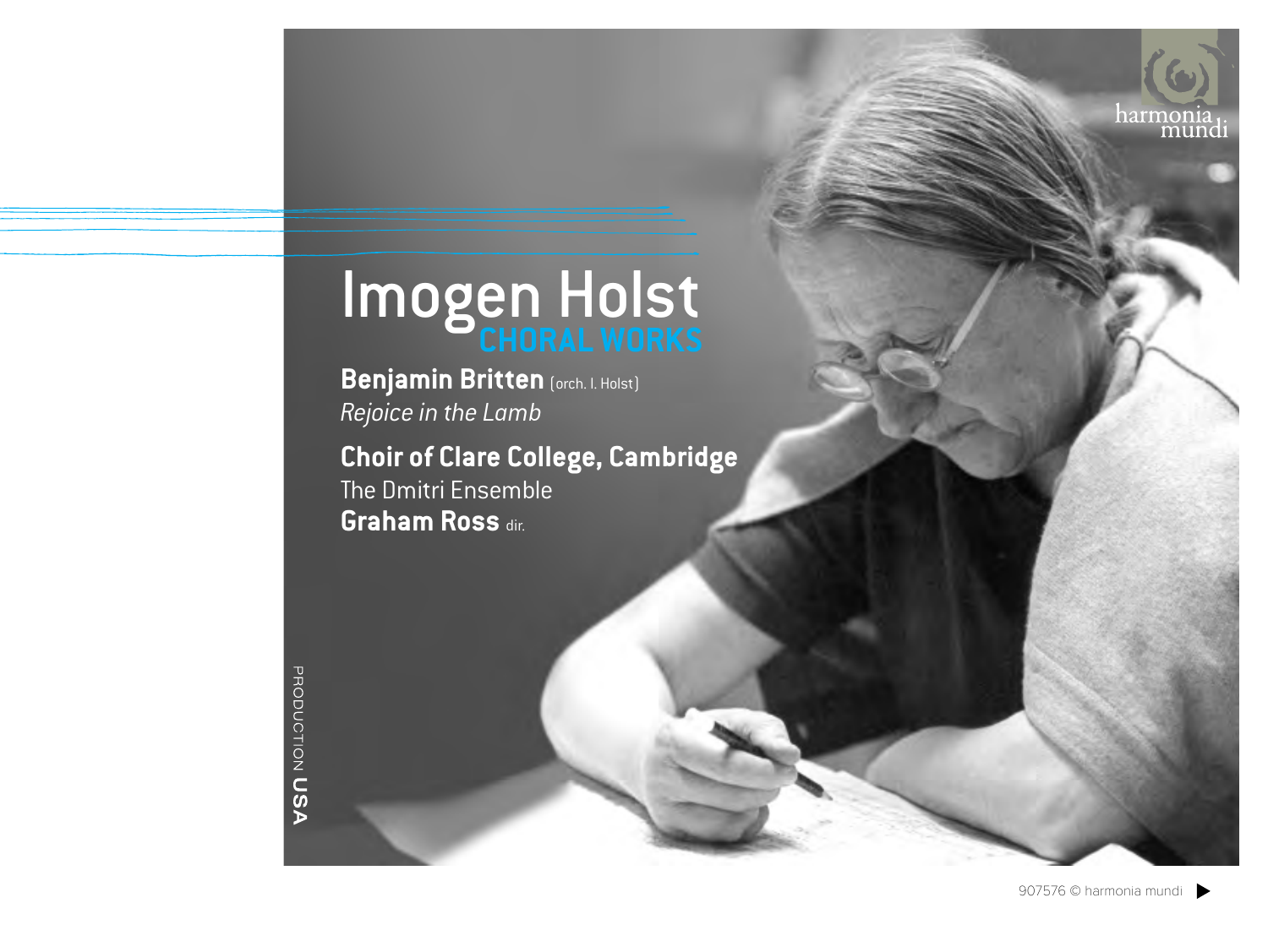# Imogen Holst

## CHORAL WORKS

**Benjamin Britten** (orch. I. Holst)
*Rejoice in the Lamb*

**Choir of Clare College, Cambridge**
The Dmitri Ensemble
**Graham Ross** dir.

harmonia mundi

PRODUCTION **USA**

907576 © harmonia mundi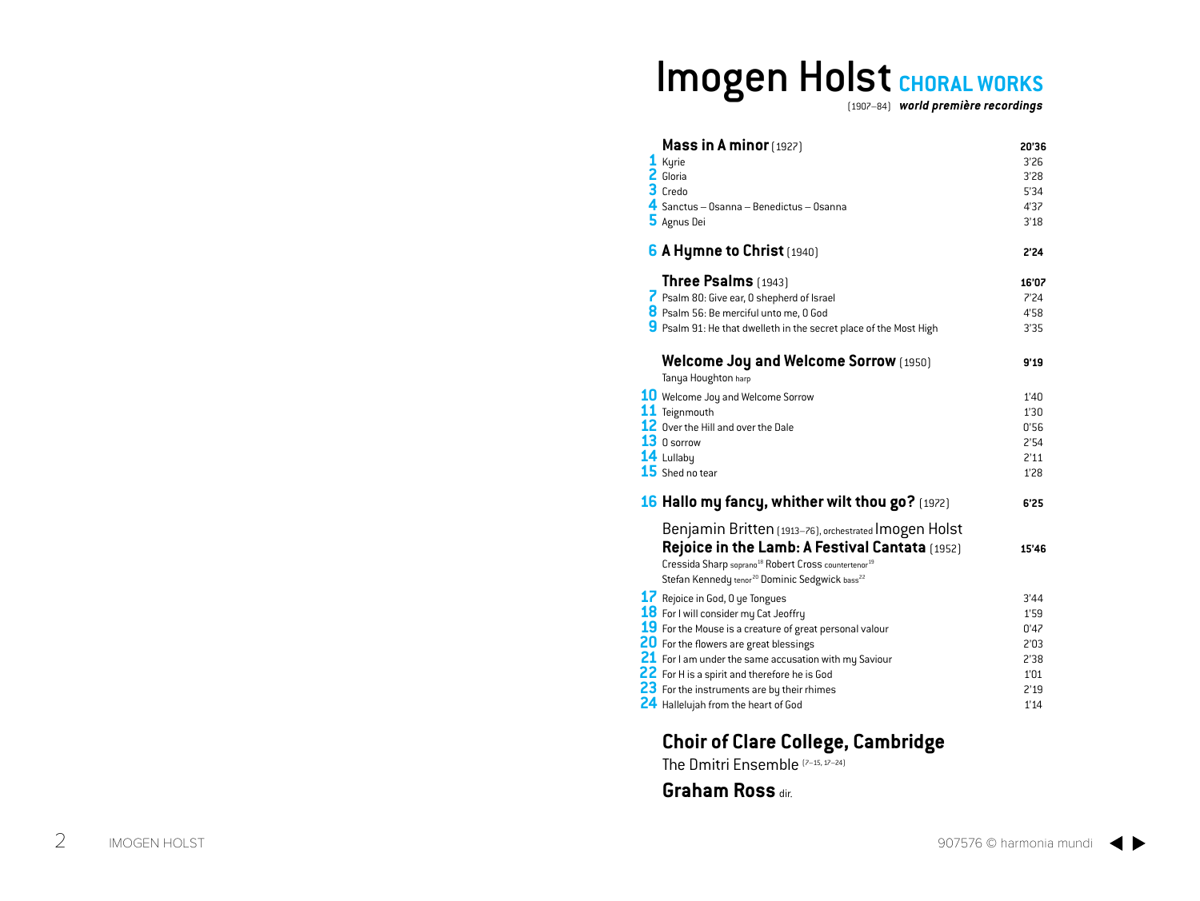# Imogen Holst CHORAL WORKS

(1907–84) ***world première recordings***

| | | |
|---|---|---|
| | **Mass in A minor** (1927) | **20'36** |
| 1 | Kyrie | 3'26 |
| 2 | Gloria | 3'28 |
| 3 | Credo | 5'34 |
| 4 | Sanctus – Osanna – Benedictus – Osanna | 4'37 |
| 5 | Agnus Dei | 3'18 |
| 6 | **A Hymne to Christ** (1940) | **2'24** |
| | **Three Psalms** (1943) | **16'07** |
| 7 | Psalm 80: Give ear, O shepherd of Israel | 7'24 |
| 8 | Psalm 56: Be merciful unto me, O God | 4'58 |
| 9 | Psalm 91: He that dwelleth in the secret place of the Most High | 3'35 |
| | **Welcome Joy and Welcome Sorrow** (1950) – Tanya Houghton *harp* | **9'19** |
| 10 | Welcome Joy and Welcome Sorrow | 1'40 |
| 11 | Teignmouth | 1'30 |
| 12 | Over the Hill and over the Dale | 0'56 |
| 13 | O sorrow | 2'54 |
| 14 | Lullaby | 2'11 |
| 15 | Shed no tear | 1'28 |
| 16 | **Hallo my fancy, whither wilt thou go?** (1972) | **6'25** |
| | Benjamin Britten (1913–76), orchestrated Imogen Holst – **Rejoice in the Lamb: A Festival Cantata** (1952) – Cressida Sharp *soprano*[18] Robert Cross *countertenor*[19] Stefan Kennedy *tenor*[20] Dominic Sedgwick *bass*[22] | **15'46** |
| 17 | Rejoice in God, O ye Tongues | 3'44 |
| 18 | For I will consider my Cat Jeoffry | 1'59 |
| 19 | For the Mouse is a creature of great personal valour | 0'47 |
| 20 | For the flowers are great blessings | 2'03 |
| 21 | For I am under the same accusation with my Saviour | 2'38 |
| 22 | For H is a spirit and therefore he is God | 1'01 |
| 23 | For the instruments are by their rhimes | 2'19 |
| 24 | Hallelujah from the heart of God | 1'14 |

## Choir of Clare College, Cambridge

The Dmitri Ensemble (7–15, 17–24)

**Graham Ross** *dir.*

907576 © harmonia mundi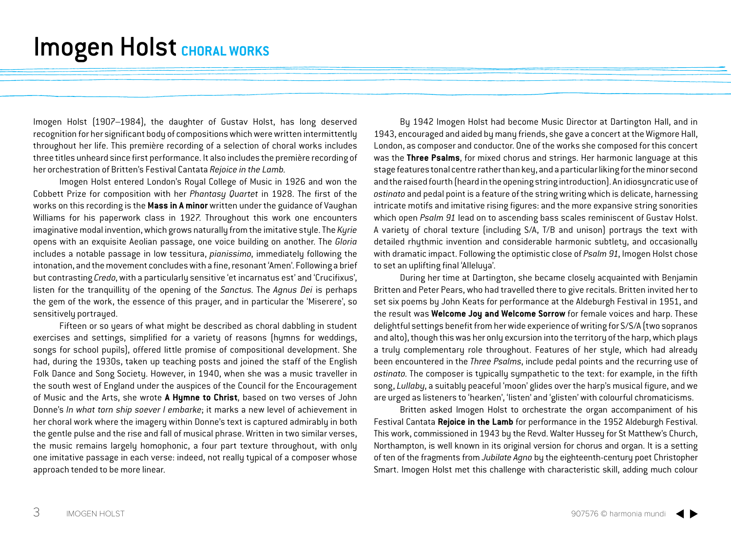# Imogen Holst CHORAL WORKS

Imogen Holst (1907–1984), the daughter of Gustav Holst, has long deserved recognition for her significant body of compositions which were written intermittently throughout her life. This première recording of a selection of choral works includes three titles unheard since first performance. It also includes the première recording of her orchestration of Britten's Festival Cantata *Rejoice in the Lamb.*

Imogen Holst entered London's Royal College of Music in 1926 and won the Cobbett Prize for composition with her *Phantasy Quartet* in 1928. The first of the works on this recording is the **Mass in A minor** written under the guidance of Vaughan Williams for his paperwork class in 1927. Throughout this work one encounters imaginative modal invention, which grows naturally from the imitative style. The *Kyrie* opens with an exquisite Aeolian passage, one voice building on another. The *Gloria* includes a notable passage in low tessitura, *pianissimo*, immediately following the intonation, and the movement concludes with a fine, resonant 'Amen'. Following a brief but contrasting *Credo*, with a particularly sensitive 'et incarnatus est' and 'Crucifixus', listen for the tranquillity of the opening of the *Sanctus*. The *Agnus Dei* is perhaps the gem of the work, the essence of this prayer, and in particular the 'Miserere', so sensitively portrayed.

Fifteen or so years of what might be described as choral dabbling in student exercises and settings, simplified for a variety of reasons (hymns for weddings, songs for school pupils), offered little promise of compositional development. She had, during the 1930s, taken up teaching posts and joined the staff of the English Folk Dance and Song Society. However, in 1940, when she was a music traveller in the south west of England under the auspices of the Council for the Encouragement of Music and the Arts, she wrote **A Hymne to Christ**, based on two verses of John Donne's *In what torn ship soever I embarke*; it marks a new level of achievement in her choral work where the imagery within Donne's text is captured admirably in both the gentle pulse and the rise and fall of musical phrase. Written in two similar verses, the music remains largely homophonic, a four part texture throughout, with only one imitative passage in each verse: indeed, not really typical of a composer whose approach tended to be more linear.

By 1942 Imogen Holst had become Music Director at Dartington Hall, and in 1943, encouraged and aided by many friends, she gave a concert at the Wigmore Hall, London, as composer and conductor. One of the works she composed for this concert was the **Three Psalms**, for mixed chorus and strings. Her harmonic language at this stage features tonal centre rather than key, and a particular liking for the minor second and the raised fourth (heard in the opening string introduction). An idiosyncratic use of *ostinato* and pedal point is a feature of the string writing which is delicate, harnessing intricate motifs and imitative rising figures: and the more expansive string sonorities which open *Psalm 91* lead on to ascending bass scales reminiscent of Gustav Holst. A variety of choral texture (including S/A, T/B and unison) portrays the text with detailed rhythmic invention and considerable harmonic subtlety, and occasionally with dramatic impact. Following the optimistic close of *Psalm 91*, Imogen Holst chose to set an uplifting final 'Alleluya'.

During her time at Dartington, she became closely acquainted with Benjamin Britten and Peter Pears, who had travelled there to give recitals. Britten invited her to set six poems by John Keats for performance at the Aldeburgh Festival in 1951, and the result was **Welcome Joy and Welcome Sorrow** for female voices and harp. These delightful settings benefit from her wide experience of writing for S/S/A (two sopranos and alto), though this was her only excursion into the territory of the harp, which plays a truly complementary role throughout. Features of her style, which had already been encountered in the *Three Psalms*, include pedal points and the recurring use of *ostinato*. The composer is typically sympathetic to the text: for example, in the fifth song, *Lullaby*, a suitably peaceful 'moon' glides over the harp's musical figure, and we are urged as listeners to 'hearken', 'listen' and 'glisten' with colourful chromaticisms.

Britten asked Imogen Holst to orchestrate the organ accompaniment of his Festival Cantata **Rejoice in the Lamb** for performance in the 1952 Aldeburgh Festival. This work, commissioned in 1943 by the Revd. Walter Hussey for St Matthew's Church, Northampton, is well known in its original version for chorus and organ. It is a setting of ten of the fragments from *Jubilate Agno* by the eighteenth-century poet Christopher Smart. Imogen Holst met this challenge with characteristic skill, adding much colour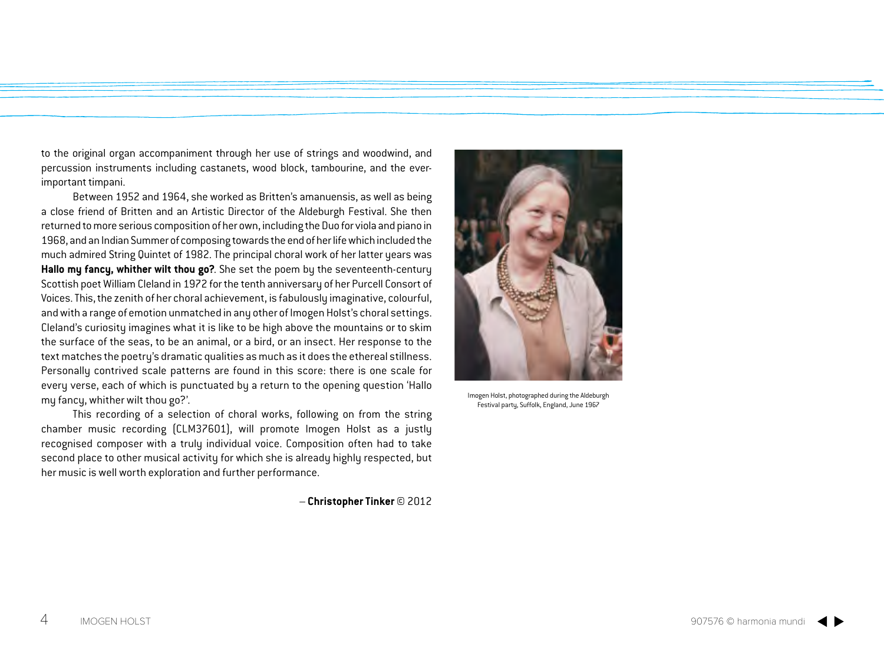to the original organ accompaniment through her use of strings and woodwind, and percussion instruments including castanets, wood block, tambourine, and the ever-important timpani.

Between 1952 and 1964, she worked as Britten's amanuensis, as well as being a close friend of Britten and an Artistic Director of the Aldeburgh Festival. She then returned to more serious composition of her own, including the Duo for viola and piano in 1968, and an Indian Summer of composing towards the end of her life which included the much admired String Quintet of 1982. The principal choral work of her latter years was **Hallo my fancy, whither wilt thou go?**. She set the poem by the seventeenth-century Scottish poet William Cleland in 1972 for the tenth anniversary of her Purcell Consort of Voices. This, the zenith of her choral achievement, is fabulously imaginative, colourful, and with a range of emotion unmatched in any other of Imogen Holst's choral settings. Cleland's curiosity imagines what it is like to be high above the mountains or to skim the surface of the seas, to be an animal, or a bird, or an insect. Her response to the text matches the poetry's dramatic qualities as much as it does the ethereal stillness. Personally contrived scale patterns are found in this score: there is one scale for every verse, each of which is punctuated by a return to the opening question 'Hallo my fancy, whither wilt thou go?'.

This recording of a selection of choral works, following on from the string chamber music recording (CLM37601), will promote Imogen Holst as a justly recognised composer with a truly individual voice. Composition often had to take second place to other musical activity for which she is already highly respected, but her music is well worth exploration and further performance.

– **Christopher Tinker** © 2012

Imogen Holst, photographed during the Aldeburgh Festival party, Suffolk, England, June 1967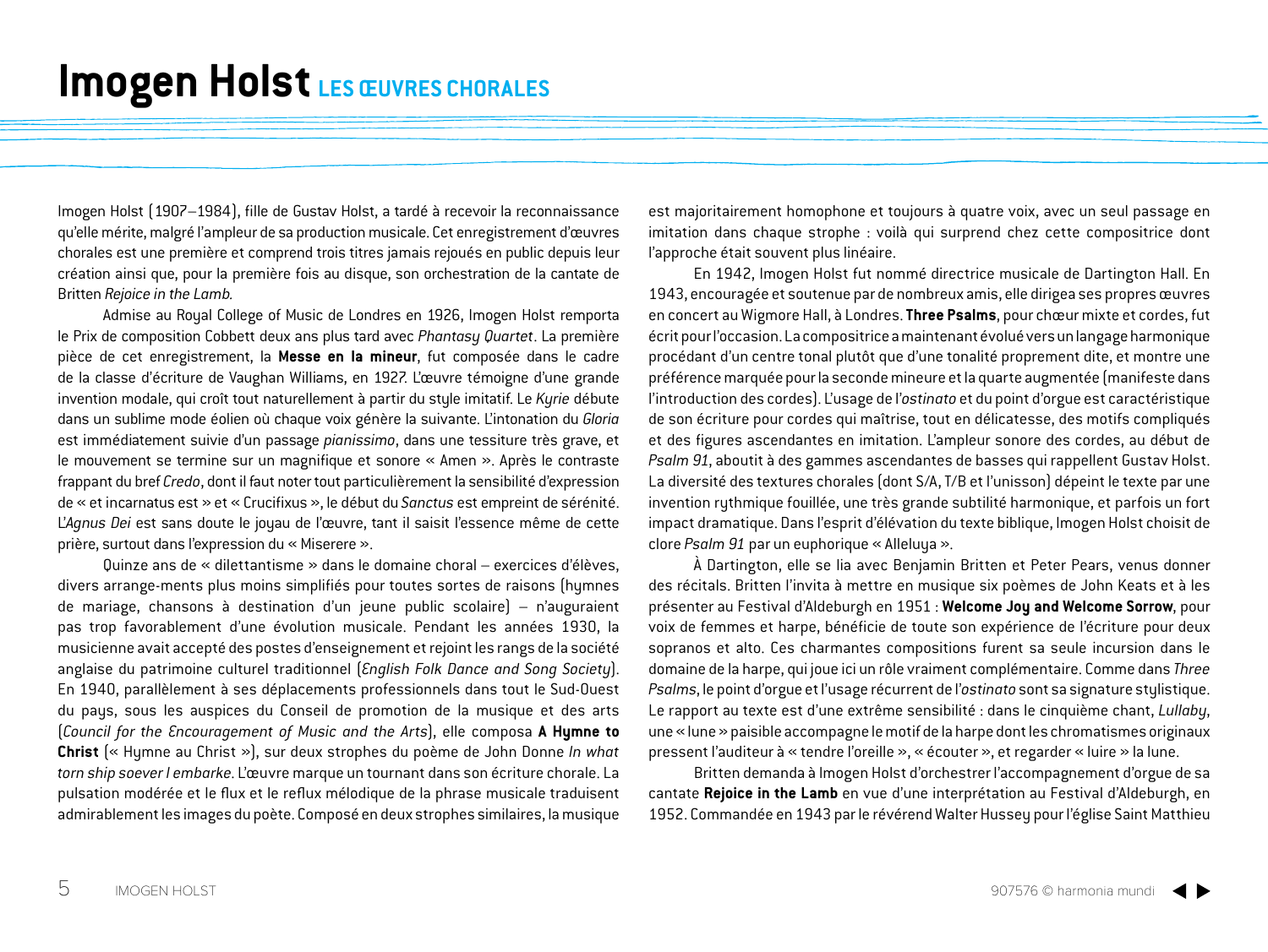# Imogen Holst LES ŒUVRES CHORALES

Imogen Holst (1907–1984), fille de Gustav Holst, a tardé à recevoir la reconnaissance qu'elle mérite, malgré l'ampleur de sa production musicale. Cet enregistrement d'œuvres chorales est une première et comprend trois titres jamais rejoués en public depuis leur création ainsi que, pour la première fois au disque, son orchestration de la cantate de Britten *Rejoice in the Lamb*.

Admise au Royal College of Music de Londres en 1926, Imogen Holst remporta le Prix de composition Cobbett deux ans plus tard avec *Phantasy Quartet*. La première pièce de cet enregistrement, la **Messe en la mineur**, fut composée dans le cadre de la classe d'écriture de Vaughan Williams, en 1927. L'œuvre témoigne d'une grande invention modale, qui croît tout naturellement à partir du style imitatif. Le *Kyrie* débute dans un sublime mode éolien où chaque voix génère la suivante. L'intonation du *Gloria* est immédiatement suivie d'un passage *pianissimo*, dans une tessiture très grave, et le mouvement se termine sur un magnifique et sonore « Amen ». Après le contraste frappant du bref *Credo*, dont il faut noter tout particulièrement la sensibilité d'expression de « et incarnatus est » et « Crucifixus », le début du *Sanctus* est empreint de sérénité. L'*Agnus Dei* est sans doute le joyau de l'œuvre, tant il saisit l'essence même de cette prière, surtout dans l'expression du « Miserere ».

Quinze ans de « dilettantisme » dans le domaine choral – exercices d'élèves, divers arrange-ments plus moins simplifiés pour toutes sortes de raisons (hymnes de mariage, chansons à destination d'un jeune public scolaire) – n'auguraient pas trop favorablement d'une évolution musicale. Pendant les années 1930, la musicienne avait accepté des postes d'enseignement et rejoint les rangs de la société anglaise du patrimoine culturel traditionnel (*English Folk Dance and Song Society*). En 1940, parallèlement à ses déplacements professionnels dans tout le Sud-Ouest du pays, sous les auspices du Conseil de promotion de la musique et des arts (*Council for the Encouragement of Music and the Arts*), elle composa **A Hymne to Christ** (« Hymne au Christ »), sur deux strophes du poème de John Donne *In what torn ship soever I embarke*. L'œuvre marque un tournant dans son écriture chorale. La pulsation modérée et le flux et le reflux mélodique de la phrase musicale traduisent admirablement les images du poète. Composé en deux strophes similaires, la musique est majoritairement homophone et toujours à quatre voix, avec un seul passage en imitation dans chaque strophe : voilà qui surprend chez cette compositrice dont l'approche était souvent plus linéaire.

En 1942, Imogen Holst fut nommé directrice musicale de Dartington Hall. En 1943, encouragée et soutenue par de nombreux amis, elle dirigea ses propres œuvres en concert au Wigmore Hall, à Londres. **Three Psalms**, pour chœur mixte et cordes, fut écrit pour l'occasion. La compositrice a maintenant évolué vers un langage harmonique procédant d'un centre tonal plutôt que d'une tonalité proprement dite, et montre une préférence marquée pour la seconde mineure et la quarte augmentée (manifeste dans l'introduction des cordes). L'usage de l'*ostinato* et du point d'orgue est caractéristique de son écriture pour cordes qui maîtrise, tout en délicatesse, des motifs compliqués et des figures ascendantes en imitation. L'ampleur sonore des cordes, au début de *Psalm 91*, aboutit à des gammes ascendantes de basses qui rappellent Gustav Holst. La diversité des textures chorales (dont S/A, T/B et l'unisson) dépeint le texte par une invention rythmique fouillée, une très grande subtilité harmonique, et parfois un fort impact dramatique. Dans l'esprit d'élévation du texte biblique, Imogen Holst choisit de clore *Psalm 91* par un euphorique « Alleluya ».

À Dartington, elle se lia avec Benjamin Britten et Peter Pears, venus donner des récitals. Britten l'invita à mettre en musique six poèmes de John Keats et à les présenter au Festival d'Aldeburgh en 1951 : **Welcome Joy and Welcome Sorrow**, pour voix de femmes et harpe, bénéficie de toute son expérience de l'écriture pour deux sopranos et alto. Ces charmantes compositions furent sa seule incursion dans le domaine de la harpe, qui joue ici un rôle vraiment complémentaire. Comme dans *Three Psalms*, le point d'orgue et l'usage récurrent de l'*ostinato* sont sa signature stylistique. Le rapport au texte est d'une extrême sensibilité : dans le cinquième chant, *Lullaby*, une « lune » paisible accompagne le motif de la harpe dont les chromatismes originaux pressent l'auditeur à « tendre l'oreille », « écouter », et regarder « luire » la lune.

Britten demanda à Imogen Holst d'orchestrer l'accompagnement d'orgue de sa cantate **Rejoice in the Lamb** en vue d'une interprétation au Festival d'Aldeburgh, en 1952. Commandée en 1943 par le révérend Walter Hussey pour l'église Saint Matthieu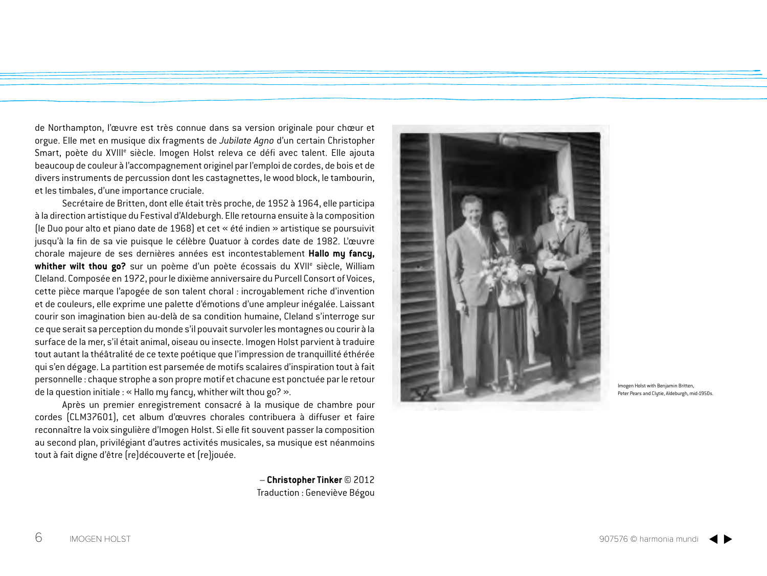de Northampton, l'œuvre est très connue dans sa version originale pour chœur et orgue. Elle met en musique dix fragments de *Jubilate Agno* d'un certain Christopher Smart, poète du XVIII[e] siècle. Imogen Holst releva ce défi avec talent. Elle ajouta beaucoup de couleur à l'accompagnement originel par l'emploi de cordes, de bois et de divers instruments de percussion dont les castagnettes, le wood block, le tambourin, et les timbales, d'une importance cruciale.

Secrétaire de Britten, dont elle était très proche, de 1952 à 1964, elle participa à la direction artistique du Festival d'Aldeburgh. Elle retourna ensuite à la composition (le Duo pour alto et piano date de 1968) et cet « été indien » artistique se poursuivit jusqu'à la fin de sa vie puisque le célèbre Quatuor à cordes date de 1982. L'œuvre chorale majeure de ses dernières années est incontestablement **Hallo my fancy, whither wilt thou go?** sur un poème d'un poète écossais du XVII[e] siècle, William Cleland. Composée en 1972, pour le dixième anniversaire du Purcell Consort of Voices, cette pièce marque l'apogée de son talent choral : incroyablement riche d'invention et de couleurs, elle exprime une palette d'émotions d'une ampleur inégalée. Laissant courir son imagination bien au-delà de sa condition humaine, Cleland s'interroge sur ce que serait sa perception du monde s'il pouvait survoler les montagnes ou courir à la surface de la mer, s'il était animal, oiseau ou insecte. Imogen Holst parvient à traduire tout autant la théâtralité de ce texte poétique que l'impression de tranquillité éthérée qui s'en dégage. La partition est parsemée de motifs scalaires d'inspiration tout à fait personnelle : chaque strophe a son propre motif et chacune est ponctuée par le retour de la question initiale : « Hallo my fancy, whither wilt thou go? ».

Après un premier enregistrement consacré à la musique de chambre pour cordes (CLM37601), cet album d'œuvres chorales contribuera à diffuser et faire reconnaître la voix singulière d'Imogen Holst. Si elle fit souvent passer la composition au second plan, privilégiant d'autres activités musicales, sa musique est néanmoins tout à fait digne d'être (re)découverte et (re)jouée.

– **Christopher Tinker** © 2012
Traduction : Geneviève Bégou

Imogen Holst with Benjamin Britten, Peter Pears and Clytie, Aldeburgh, mid-1950s.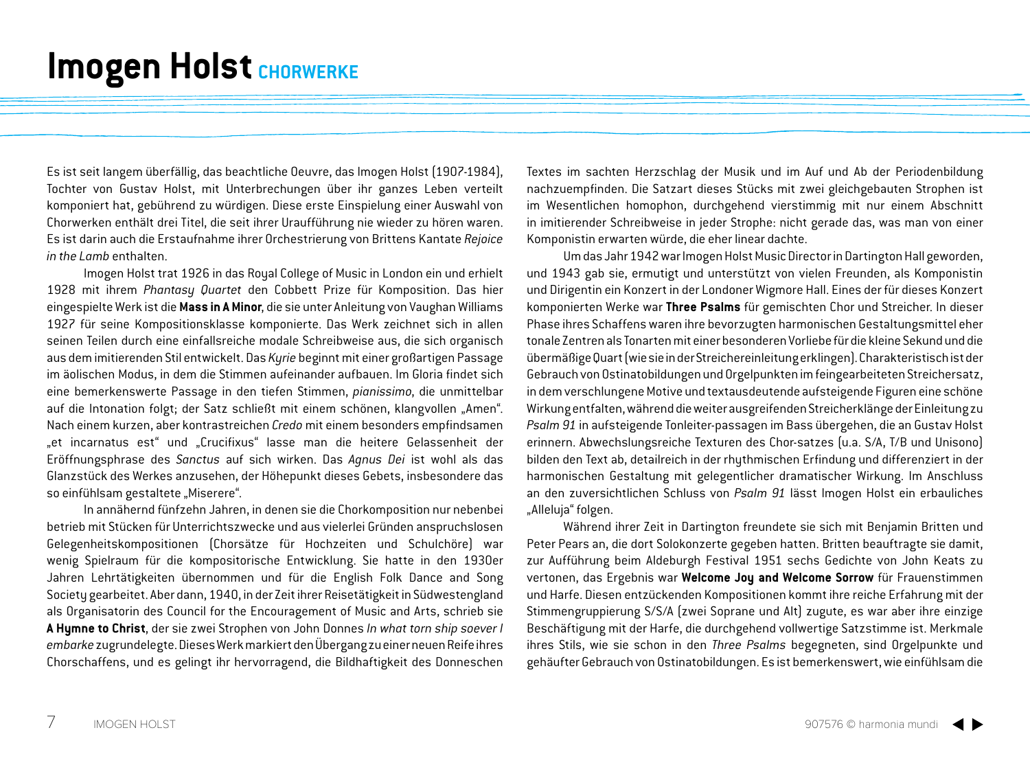# Imogen Holst CHORWERKE

Es ist seit langem überfällig, das beachtliche Oeuvre, das Imogen Holst (1907-1984), Tochter von Gustav Holst, mit Unterbrechungen über ihr ganzes Leben verteilt komponiert hat, gebührend zu würdigen. Diese erste Einspielung einer Auswahl von Chorwerken enthält drei Titel, die seit ihrer Uraufführung nie wieder zu hören waren. Es ist darin auch die Erstaufnahme ihrer Orchestrierung von Brittens Kantate *Rejoice in the Lamb* enthalten.

Imogen Holst trat 1926 in das Royal College of Music in London ein und erhielt 1928 mit ihrem *Phantasy Quartet* den Cobbett Prize für Komposition. Das hier eingespielte Werk ist die **Mass in A Minor**, die sie unter Anleitung von Vaughan Williams 1927 für seine Kompositionsklasse komponierte. Das Werk zeichnet sich in allen seinen Teilen durch eine einfallsreiche modale Schreibweise aus, die sich organisch aus dem imitierenden Stil entwickelt. Das *Kyrie* beginnt mit einer großartigen Passage im äolischen Modus, in dem die Stimmen aufeinander aufbauen. Im Gloria findet sich eine bemerkenswerte Passage in den tiefen Stimmen, *pianissimo*, die unmittelbar auf die Intonation folgt; der Satz schließt mit einem schönen, klangvollen „Amen". Nach einem kurzen, aber kontrastreichen *Credo* mit einem besonders empfindsamen „et incarnatus est" und „Crucifixus" lasse man die heitere Gelassenheit der Eröffnungsphrase des *Sanctus* auf sich wirken. Das *Agnus Dei* ist wohl als das Glanzstück des Werkes anzusehen, der Höhepunkt dieses Gebets, insbesondere das so einfühlsam gestaltete „Miserere".

In annähernd fünfzehn Jahren, in denen sie die Chorkomposition nur nebenbei betrieb mit Stücken für Unterrichtszwecke und aus vielerlei Gründen anspruchslosen Gelegenheitskompositionen (Chorsätze für Hochzeiten und Schulchöre) war wenig Spielraum für die kompositorische Entwicklung. Sie hatte in den 1930er Jahren Lehrtätigkeiten übernommen und für die English Folk Dance and Song Society gearbeitet. Aber dann, 1940, in der Zeit ihrer Reisetätigkeit in Südwestengland als Organisatorin des Council for the Encouragement of Music and Arts, schrieb sie **A Hymne to Christ**, der sie zwei Strophen von John Donnes *In what torn ship soever I embarke* zugrundelegte. Dieses Werk markiert den Übergang zu einer neuen Reife ihres Chorschaffens, und es gelingt ihr hervorragend, die Bildhaftigkeit des Donneschen Textes im sachten Herzschlag der Musik und im Auf und Ab der Periodenbildung nachzuempfinden. Die Satzart dieses Stücks mit zwei gleichgebauten Strophen ist im Wesentlichen homophon, durchgehend vierstimmig mit nur einem Abschnitt in imitierender Schreibweise in jeder Strophe: nicht gerade das, was man von einer Komponistin erwarten würde, die eher linear dachte.

Um das Jahr 1942 war Imogen Holst Music Director in Dartington Hall geworden, und 1943 gab sie, ermutigt und unterstützt von vielen Freunden, als Komponistin und Dirigentin ein Konzert in der Londoner Wigmore Hall. Eines der für dieses Konzert komponierten Werke war **Three Psalms** für gemischten Chor und Streicher. In dieser Phase ihres Schaffens waren ihre bevorzugten harmonischen Gestaltungsmittel eher tonale Zentren als Tonarten mit einer besonderen Vorliebe für die kleine Sekund und die übermäßige Quart (wie sie in der Streichereinleitung erklingen). Charakteristisch ist der Gebrauch von Ostinatobildungen und Orgelpunkten im feingearbeiteten Streichersatz, in dem verschlungene Motive und textausdeutende aufsteigende Figuren eine schöne Wirkung entfalten, während die weiter ausgreifenden Streicherklänge der Einleitung zu *Psalm 91* in aufsteigende Tonleiter-passagen im Bass übergehen, die an Gustav Holst erinnern. Abwechslungsreiche Texturen des Chor-satzes (u.a. S/A, T/B und Unisono) bilden den Text ab, detailreich in der rhythmischen Erfindung und differenziert in der harmonischen Gestaltung mit gelegentlicher dramatischer Wirkung. Im Anschluss an den zuversichtlichen Schluss von *Psalm 91* lässt Imogen Holst ein erbauliches „Alleluja" folgen.

Während ihrer Zeit in Dartington freundete sie sich mit Benjamin Britten und Peter Pears an, die dort Solokonzerte gegeben hatten. Britten beauftragte sie damit, zur Aufführung beim Aldeburgh Festival 1951 sechs Gedichte von John Keats zu vertonen, das Ergebnis war **Welcome Joy and Welcome Sorrow** für Frauenstimmen und Harfe. Diesen entzückenden Kompositionen kommt ihre reiche Erfahrung mit der Stimmengruppierung S/S/A (zwei Soprane und Alt) zugute, es war aber ihre einzige Beschäftigung mit der Harfe, die durchgehend vollwertige Satzstimme ist. Merkmale ihres Stils, wie sie schon in den *Three Psalms* begegneten, sind Orgelpunkte und gehäufter Gebrauch von Ostinatobildungen. Es ist bemerkenswert, wie einfühlsam die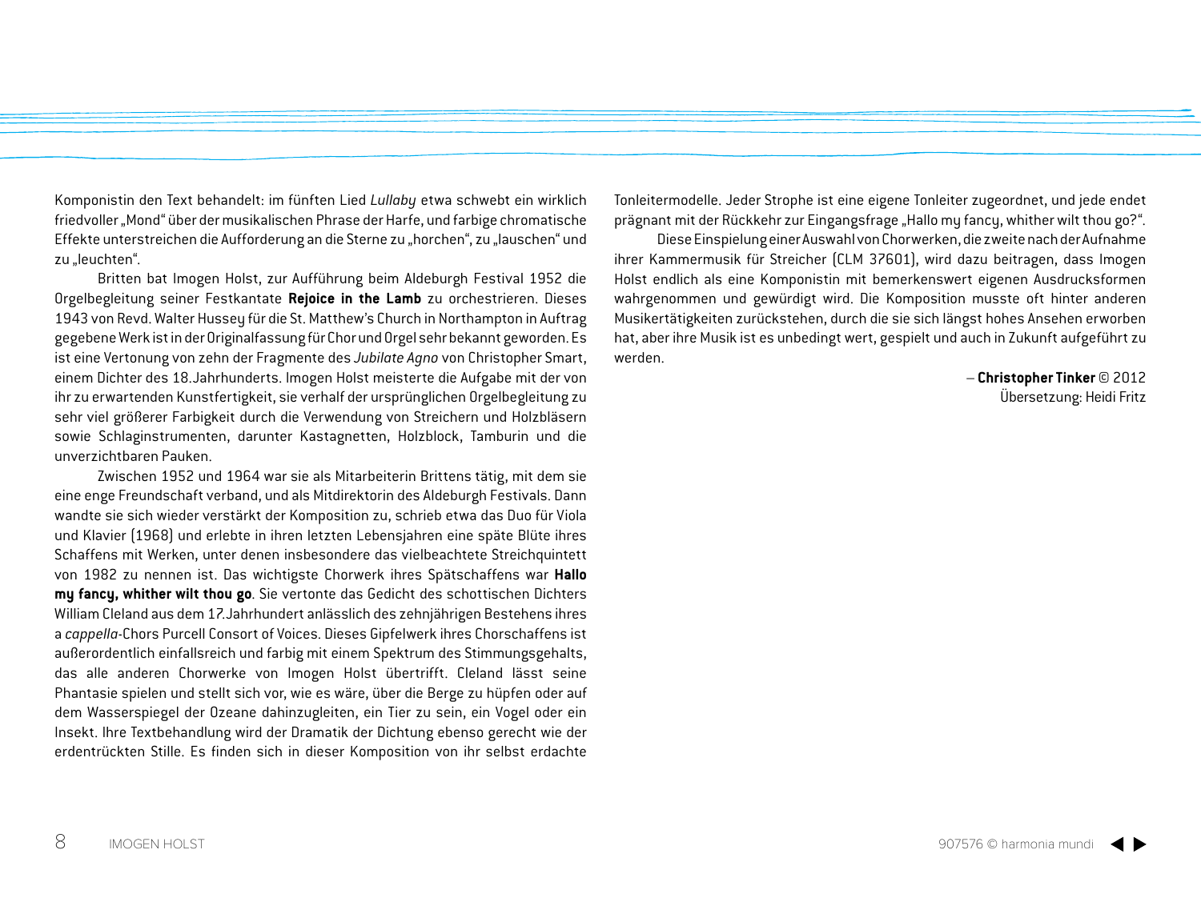Komponistin den Text behandelt: im fünften Lied *Lullaby* etwa schwebt ein wirklich friedvoller „Mond" über der musikalischen Phrase der Harfe, und farbige chromatische Effekte unterstreichen die Aufforderung an die Sterne zu „horchen", zu „lauschen" und zu „leuchten".

Britten bat Imogen Holst, zur Aufführung beim Aldeburgh Festival 1952 die Orgelbegleitung seiner Festkantate **Rejoice in the Lamb** zu orchestrieren. Dieses 1943 von Revd. Walter Hussey für die St. Matthew's Church in Northampton in Auftrag gegebene Werk ist in der Originalfassung für Chor und Orgel sehr bekannt geworden. Es ist eine Vertonung von zehn der Fragmente des *Jubilate Agno* von Christopher Smart, einem Dichter des 18. Jahrhunderts. Imogen Holst meisterte die Aufgabe mit der von ihr zu erwartenden Kunstfertigkeit, sie verhalf der ursprünglichen Orgelbegleitung zu sehr viel größerer Farbigkeit durch die Verwendung von Streichern und Holzbläsern sowie Schlaginstrumenten, darunter Kastagnetten, Holzblock, Tamburin und die unverzichtbaren Pauken.

Zwischen 1952 und 1964 war sie als Mitarbeiterin Brittens tätig, mit dem sie eine enge Freundschaft verband, und als Mitdirektorin des Aldeburgh Festivals. Dann wandte sie sich wieder verstärkt der Komposition zu, schrieb etwa das Duo für Viola und Klavier (1968) und erlebte in ihren letzten Lebensjahren eine späte Blüte ihres Schaffens mit Werken, unter denen insbesondere das vielbeachtete Streichquintett von 1982 zu nennen ist. Das wichtigste Chorwerk ihres Spätschaffens war **Hallo my fancy, whither wilt thou go**. Sie vertonte das Gedicht des schottischen Dichters William Cleland aus dem 17. Jahrhundert anlässlich des zehnjährigen Bestehens ihres a *cappella*-Chors Purcell Consort of Voices. Dieses Gipfelwerk ihres Chorschaffens ist außerordentlich einfallsreich und farbig mit einem Spektrum des Stimmungsgehalts, das alle anderen Chorwerke von Imogen Holst übertrifft. Cleland lässt seine Phantasie spielen und stellt sich vor, wie es wäre, über die Berge zu hüpfen oder auf dem Wasserspiegel der Ozeane dahinzugleiten, ein Tier zu sein, ein Vogel oder ein Insekt. Ihre Textbehandlung wird der Dramatik der Dichtung ebenso gerecht wie der erdentrückten Stille. Es finden sich in dieser Komposition von ihr selbst erdachte Tonleitermodelle. Jeder Strophe ist eine eigene Tonleiter zugeordnet, und jede endet prägnant mit der Rückkehr zur Eingangsfrage „Hallo my fancy, whither wilt thou go?".

Diese Einspielung einer Auswahl von Chorwerken, die zweite nach der Aufnahme ihrer Kammermusik für Streicher (CLM 37601), wird dazu beitragen, dass Imogen Holst endlich als eine Komponistin mit bemerkenswert eigenen Ausdrucksformen wahrgenommen und gewürdigt wird. Die Komposition musste oft hinter anderen Musikertätigkeiten zurückstehen, durch die sie sich längst hohes Ansehen erworben hat, aber ihre Musik ist es unbedingt wert, gespielt und auch in Zukunft aufgeführt zu werden.

– **Christopher Tinker** © 2012
Übersetzung: Heidi Fritz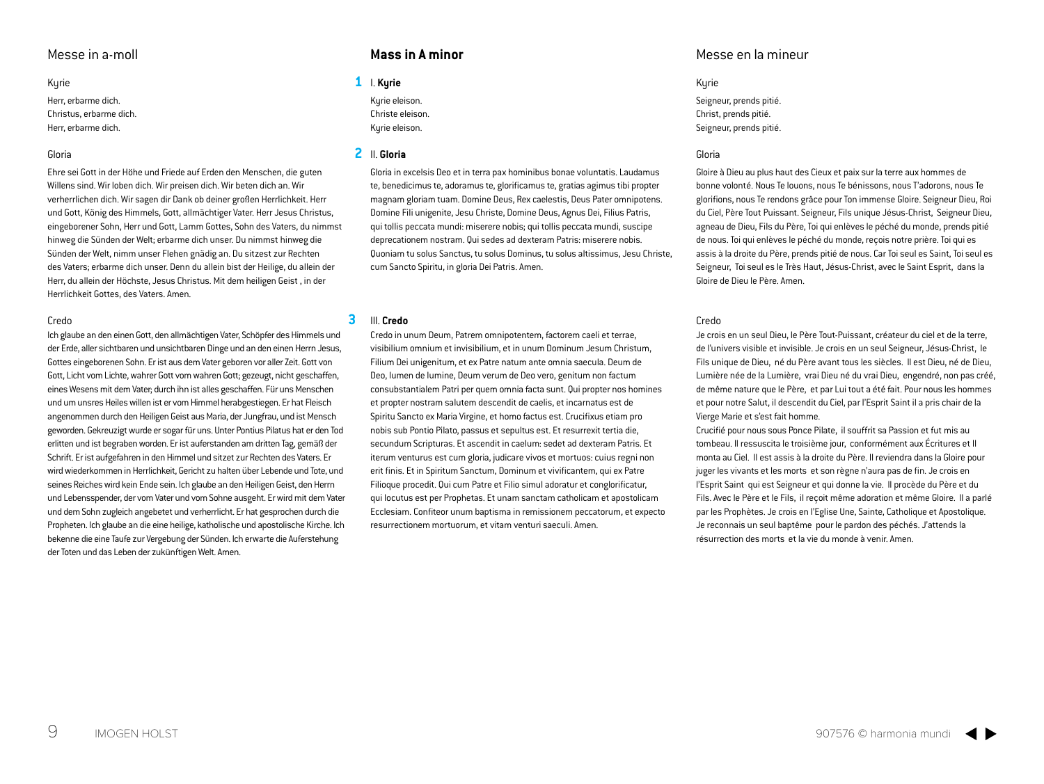## Messe in a-moll

### Kyrie

Herr, erbarme dich.
Christus, erbarme dich.
Herr, erbarme dich.

### Gloria

Ehre sei Gott in der Höhe und Friede auf Erden den Menschen, die guten Willens sind. Wir loben dich. Wir preisen dich. Wir beten dich an. Wir verherrlichen dich. Wir sagen dir Dank ob deiner großen Herrlichkeit. Herr und Gott, König des Himmels, Gott, allmächtiger Vater. Herr Jesus Christus, eingeborener Sohn, Herr und Gott, Lamm Gottes, Sohn des Vaters, du nimmst hinweg die Sünden der Welt; erbarme dich unser. Du nimmst hinweg die Sünden der Welt, nimm unser Flehen gnädig an. Du sitzest zur Rechten des Vaters; erbarme dich unser. Denn du allein bist der Heilige, du allein der Herr, du allein der Höchste, Jesus Christus. Mit dem heiligen Geist , in der Herrlichkeit Gottes, des Vaters. Amen.

### Credo

Ich glaube an den einen Gott, den allmächtigen Vater, Schöpfer des Himmels und der Erde, aller sichtbaren und unsichtbaren Dinge und an den einen Herrn Jesus, Gottes eingeborenen Sohn. Er ist aus dem Vater geboren vor aller Zeit. Gott von Gott, Licht vom Lichte, wahrer Gott vom wahren Gott; gezeugt, nicht geschaffen, eines Wesens mit dem Vater; durch ihn ist alles geschaffen. Für uns Menschen und um unsres Heiles willen ist er vom Himmel herabgestiegen. Er hat Fleisch angenommen durch den Heiligen Geist aus Maria, der Jungfrau, und ist Mensch geworden. Gekreuzigt wurde er sogar für uns. Unter Pontius Pilatus hat er den Tod erlitten und ist begraben worden. Er ist auferstanden am dritten Tag, gemäß der Schrift. Er ist aufgefahren in den Himmel und sitzet zur Rechten des Vaters. Er wird wiederkommen in Herrlichkeit, Gericht zu halten über Lebende und Tote, und seines Reiches wird kein Ende sein. Ich glaube an den Heiligen Geist, den Herrn und Lebensspender, der vom Vater und vom Sohne ausgeht. Er wird mit dem Vater und dem Sohn zugleich angebetet und verherrlicht. Er hat gesprochen durch die Propheten. Ich glaube an die eine heilige, katholische und apostolische Kirche. Ich bekenne die eine Taufe zur Vergebung der Sünden. Ich erwarte die Auferstehung der Toten und das Leben der zukünftigen Welt. Amen.

## Mass in A minor

### 1 I. **Kyrie**

Kyrie eleison.
Christe eleison.
Kyrie eleison.

### 2 II. **Gloria**

Gloria in excelsis Deo et in terra pax hominibus bonae voluntatis. Laudamus te, benedicimus te, adoramus te, glorificamus te, gratias agimus tibi propter magnam gloriam tuam. Domine Deus, Rex caelestis, Deus Pater omnipotens. Domine Fili unigenite, Jesu Christe, Domine Deus, Agnus Dei, Filius Patris, qui tollis peccata mundi: miserere nobis; qui tollis peccata mundi, suscipe deprecationem nostram. Qui sedes ad dexteram Patris: miserere nobis. Quoniam tu solus Sanctus, tu solus Dominus, tu solus altissimus, Jesu Christe, cum Sancto Spiritu, in gloria Dei Patris. Amen.

### 3 III. **Credo**

Credo in unum Deum, Patrem omnipotentem, factorem caeli et terrae, visibilium omnium et invisibilium, et in unum Dominum Jesum Christum, Filium Dei unigenitum, et ex Patre natum ante omnia saecula. Deum de Deo, lumen de lumine, Deum verum de Deo vero, genitum non factum consubstantialem Patri per quem omnia facta sunt. Qui propter nos homines et propter nostram salutem descendit de caelis, et incarnatus est de Spiritu Sancto ex Maria Virgine, et homo factus est. Crucifixus etiam pro nobis sub Pontio Pilato, passus et sepultus est. Et resurrexit tertia die, secundum Scripturas. Et ascendit in caelum: sedet ad dexteram Patris. Et iterum venturus est cum gloria, judicare vivos et mortuos: cuius regni non erit finis. Et in Spiritum Sanctum, Dominum et vivificantem, qui ex Patre Filioque procedit. Qui cum Patre et Filio simul adoratur et conglorificatur, qui locutus est per Prophetas. Et unam sanctam catholicam et apostolicam Ecclesiam. Confiteor unum baptisma in remissionem peccatorum, et expecto resurrectionem mortuorum, et vitam venturi saeculi. Amen.

## Messe en la mineur

### Kyrie

Seigneur, prends pitié.
Christ, prends pitié.
Seigneur, prends pitié.

### Gloria

Gloire à Dieu au plus haut des Cieux et paix sur la terre aux hommes de bonne volonté. Nous Te louons, nous Te bénissons, nous T'adorons, nous Te glorifions, nous Te rendons grâce pour Ton immense Gloire. Seigneur Dieu, Roi du Ciel, Père Tout Puissant. Seigneur, Fils unique Jésus-Christ, Seigneur Dieu, agneau de Dieu, Fils du Père, Toi qui enlèves le péché du monde, prends pitié de nous. Toi qui enlèves le péché du monde, reçois notre prière. Toi qui es assis à la droite du Père, prends pitié de nous. Car Toi seul es Saint, Toi seul es Seigneur, Toi seul es le Très Haut, Jésus-Christ, avec le Saint Esprit, dans la Gloire de Dieu le Père. Amen.

### Credo

Je crois en un seul Dieu, le Père Tout-Puissant, créateur du ciel et de la terre, de l'univers visible et invisible. Je crois en un seul Seigneur, Jésus-Christ, le Fils unique de Dieu, né du Père avant tous les siècles. Il est Dieu, né de Dieu, Lumière née de la Lumière, vrai Dieu né du vrai Dieu, engendré, non pas créé, de même nature que le Père, et par Lui tout a été fait. Pour nous les hommes et pour notre Salut, il descendit du Ciel, par l'Esprit Saint il a pris chair de la Vierge Marie et s'est fait homme.

Crucifié pour nous sous Ponce Pilate, il souffrit sa Passion et fut mis au tombeau. Il ressuscita le troisième jour, conformément aux Écritures et Il monta au Ciel. Il est assis à la droite du Père. Il reviendra dans la Gloire pour juger les vivants et les morts et son règne n'aura pas de fin. Je crois en l'Esprit Saint qui est Seigneur et qui donne la vie. Il procède du Père et du Fils. Avec le Père et le Fils, il reçoit même adoration et même Gloire. Il a parlé par les Prophètes. Je crois en l'Eglise Une, Sainte, Catholique et Apostolique. Je reconnais un seul baptême pour le pardon des péchés. J'attends la résurrection des morts et la vie du monde à venir. Amen.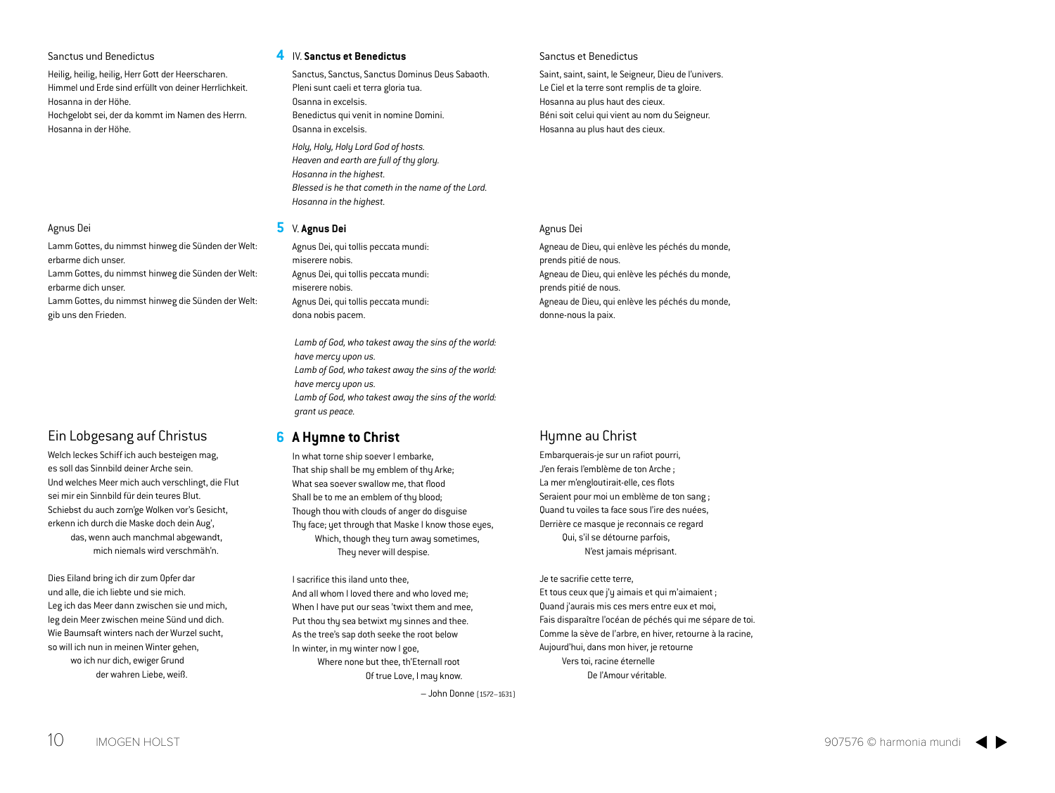Sanctus und Benedictus

Heilig, heilig, heilig, Herr Gott der Heerscharen.
Himmel und Erde sind erfüllt von deiner Herrlichkeit.
Hosanna in der Höhe.
Hochgelobt sei, der da kommt im Namen des Herrn.
Hosanna in der Höhe.

## 4 IV. **Sanctus et Benedictus**

Sanctus, Sanctus, Sanctus Dominus Deus Sabaoth.
Pleni sunt caeli et terra gloria tua.
Osanna in excelsis.
Benedictus qui venit in nomine Domini.
Osanna in excelsis.

*Holy, Holy, Holy Lord God of hosts.*
*Heaven and earth are full of thy glory.*
*Hosanna in the highest.*
*Blessed is he that cometh in the name of the Lord.*
*Hosanna in the highest.*

Sanctus et Benedictus

Saint, saint, saint, le Seigneur, Dieu de l'univers.
Le Ciel et la terre sont remplis de ta gloire.
Hosanna au plus haut des cieux.
Béni soit celui qui vient au nom du Seigneur.
Hosanna au plus haut des cieux.

Agnus Dei

Lamm Gottes, du nimmst hinweg die Sünden der Welt:
erbarme dich unser.
Lamm Gottes, du nimmst hinweg die Sünden der Welt:
erbarme dich unser.
Lamm Gottes, du nimmst hinweg die Sünden der Welt:
gib uns den Frieden.

## 5 V. **Agnus Dei**

Agnus Dei, qui tollis peccata mundi:
miserere nobis.
Agnus Dei, qui tollis peccata mundi:
miserere nobis.
Agnus Dei, qui tollis peccata mundi:
dona nobis pacem.

*Lamb of God, who takest away the sins of the world:*
*have mercy upon us.*
*Lamb of God, who takest away the sins of the world:*
*have mercy upon us.*
*Lamb of God, who takest away the sins of the world:*
*grant us peace.*

Agnus Dei

Agneau de Dieu, qui enlève les péchés du monde,
prends pitié de nous.
Agneau de Dieu, qui enlève les péchés du monde,
prends pitié de nous.
Agneau de Dieu, qui enlève les péchés du monde,
donne-nous la paix.

## Ein Lobgesang auf Christus

Welch leckes Schiff ich auch besteigen mag,
es soll das Sinnbild deiner Arche sein.
Und welches Meer mich auch verschlingt, die Flut
sei mir ein Sinnbild für dein teures Blut.
Schiebst du auch zorn'ge Wolken vor's Gesicht,
erkenn ich durch die Maske doch dein Aug',
das, wenn auch manchmal abgewandt,
mich niemals wird verschmäh'n.

Dies Eiland bring ich dir zum Opfer dar
und alle, die ich liebte und sie mich.
Leg ich das Meer dann zwischen sie und mich,
leg dein Meer zwischen meine Sünd und dich.
Wie Baumsaft winters nach der Wurzel sucht,
so will ich nun in meinen Winter gehen,
wo ich nur dich, ewiger Grund
der wahren Liebe, weiß.

## 6 **A Hymne to Christ**

In what torne ship soever I embarke,
That ship shall be my emblem of thy Arke;
What sea soever swallow me, that flood
Shall be to me an emblem of thy blood;
Though thou with clouds of anger do disguise
Thy face; yet through that Maske I know those eyes,
Which, though they turn away sometimes,
They never will despise.

I sacrifice this iland unto thee,
And all whom I loved there and who loved me;
When I have put our seas 'twixt them and mee,
Put thou thy sea betwixt my sinnes and thee.
As the tree's sap doth seeke the root below
In winter, in my winter now I goe,
Where none but thee, th'Eternall root
Of true Love, I may know.

— John Donne (1572–1631)

## Hymne au Christ

Embarquerais-je sur un rafiot pourri,
J'en ferais l'emblème de ton Arche ;
La mer m'engloutirait-elle, ces flots
Seraient pour moi un emblème de ton sang ;
Quand tu voiles ta face sous l'ire des nuées,
Derrière ce masque je reconnais ce regard
Qui, s'il se détourne parfois,
N'est jamais méprisant.

Je te sacrifie cette terre,
Et tous ceux que j'y aimais et qui m'aimaient ;
Quand j'aurais mis ces mers entre eux et moi,
Fais disparaître l'océan de péchés qui me sépare de toi.
Comme la sève de l'arbre, en hiver, retourne à la racine,
Aujourd'hui, dans mon hiver, je retourne
Vers toi, racine éternelle
De l'Amour véritable.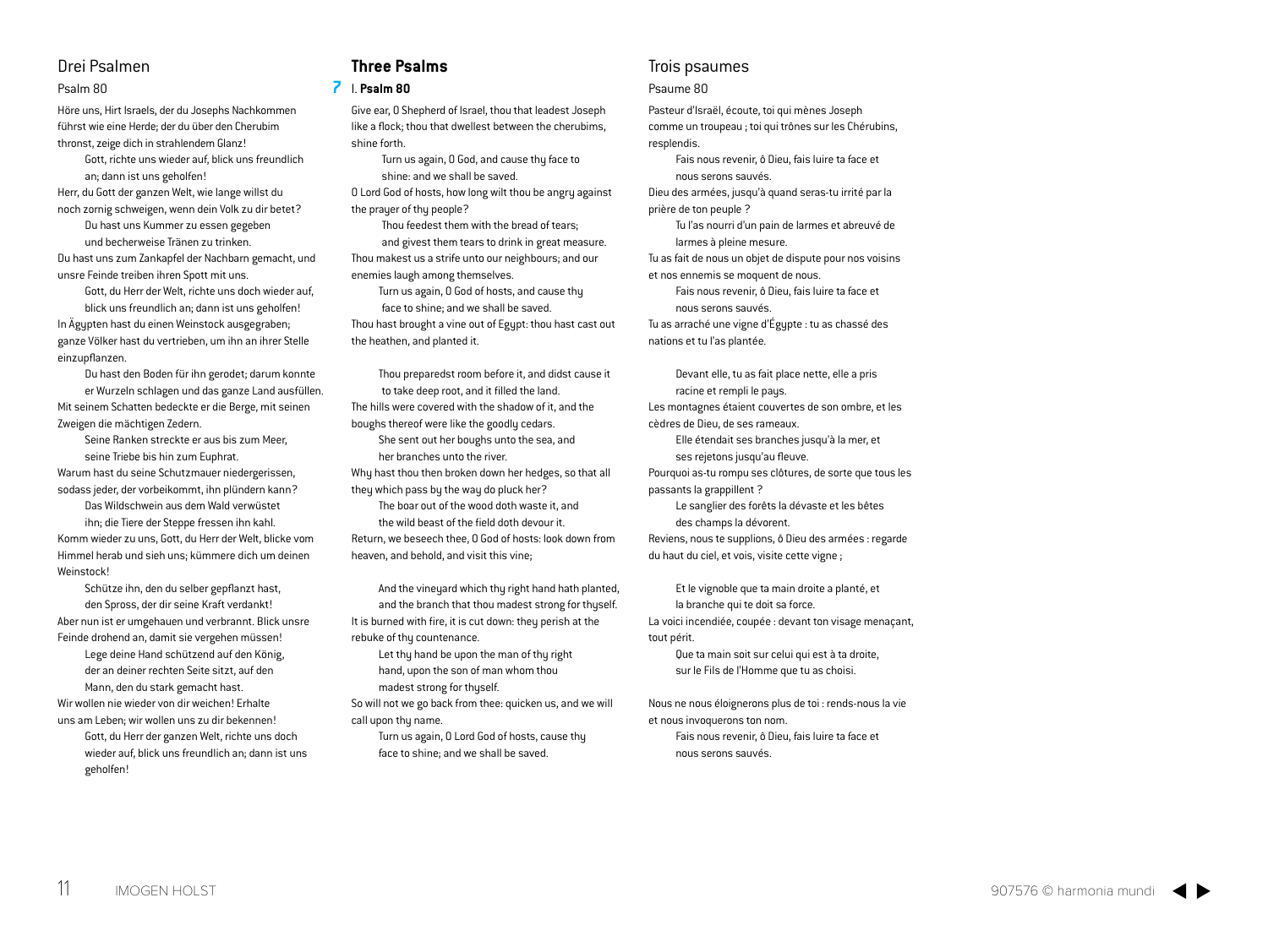## Drei Psalmen

### Psalm 80

Höre uns, Hirt Israels, der du Josephs Nachkommen führst wie eine Herde; der du über den Cherubim thronst, zeige dich in strahlendem Glanz!

> Gott, richte uns wieder auf, blick uns freundlich an; dann ist uns geholfen!

Herr, du Gott der ganzen Welt, wie lange willst du noch zornig schweigen, wenn dein Volk zu dir betet?

> Du hast uns Kummer zu essen gegeben und becherweise Tränen zu trinken.

Du hast uns zum Zankapfel der Nachbarn gemacht, und unsre Feinde treiben ihren Spott mit uns.

> Gott, du Herr der Welt, richte uns doch wieder auf, blick uns freundlich an; dann ist uns geholfen!

In Ägypten hast du einen Weinstock ausgegraben; ganze Völker hast du vertrieben, um ihn an ihrer Stelle einzupflanzen.

> Du hast den Boden für ihn gerodet; darum konnte er Wurzeln schlagen und das ganze Land ausfüllen.

Mit seinem Schatten bedeckte er die Berge, mit seinen Zweigen die mächtigen Zedern.

> Seine Ranken streckte er aus bis zum Meer, seine Triebe bis hin zum Euphrat.

Warum hast du seine Schutzmauer niedergerissen, sodass jeder, der vorbeikommt, ihn plündern kann?

> Das Wildschwein aus dem Wald verwüstet ihn; die Tiere der Steppe fressen ihn kahl.

Komm wieder zu uns, Gott, du Herr der Welt, blicke vom Himmel herab und sieh uns; kümmere dich um deinen Weinstock!

> Schütze ihn, den du selber gepflanzt hast, den Spross, der dir seine Kraft verdankt!

Aber nun ist er umgehauen und verbrannt. Blick unsre Feinde drohend an, damit sie vergehen müssen!

> Lege deine Hand schützend auf den König, der an deiner rechten Seite sitzt, auf den Mann, den du stark gemacht hast.

Wir wollen nie wieder von dir weichen! Erhalte uns am Leben; wir wollen uns zu dir bekennen!

> Gott, du Herr der ganzen Welt, richte uns doch wieder auf, blick uns freundlich an; dann ist uns geholfen!

## Three Psalms

### 7 I. Psalm 80

Give ear, O Shepherd of Israel, thou that leadest Joseph like a flock; thou that dwellest between the cherubims, shine forth.

> Turn us again, O God, and cause thy face to shine: and we shall be saved.

O Lord God of hosts, how long wilt thou be angry against the prayer of thy people?

> Thou feedest them with the bread of tears; and givest them tears to drink in great measure.

Thou makest us a strife unto our neighbours; and our enemies laugh among themselves.

> Turn us again, O God of hosts, and cause thy face to shine; and we shall be saved.

Thou hast brought a vine out of Egypt: thou hast cast out the heathen, and planted it.

> Thou preparedst room before it, and didst cause it to take deep root, and it filled the land.

The hills were covered with the shadow of it, and the boughs thereof were like the goodly cedars.

> She sent out her boughs unto the sea, and her branches unto the river.

Why hast thou then broken down her hedges, so that all they which pass by the way do pluck her?

> The boar out of the wood doth waste it, and the wild beast of the field doth devour it.

Return, we beseech thee, O God of hosts: look down from heaven, and behold, and visit this vine;

> And the vineyard which thy right hand hath planted, and the branch that thou madest strong for thyself.

It is burned with fire, it is cut down: they perish at the rebuke of thy countenance.

> Let thy hand be upon the man of thy right hand, upon the son of man whom thou madest strong for thyself.

So will not we go back from thee: quicken us, and we will call upon thy name.

> Turn us again, O Lord God of hosts, cause thy face to shine; and we shall be saved.

## Trois psaumes

### Psaume 80

Pasteur d'Israël, écoute, toi qui mènes Joseph comme un troupeau ; toi qui trônes sur les Chérubins, resplendis.

> Fais nous revenir, ô Dieu, fais luire ta face et nous serons sauvés.

Dieu des armées, jusqu'à quand seras-tu irrité par la prière de ton peuple ?

> Tu l'as nourri d'un pain de larmes et abreuvé de larmes à pleine mesure.

Tu as fait de nous un objet de dispute pour nos voisins et nos ennemis se moquent de nous.

> Fais nous revenir, ô Dieu, fais luire ta face et nous serons sauvés.

Tu as arraché une vigne d'Égypte : tu as chassé des nations et tu l'as plantée.

> Devant elle, tu as fait place nette, elle a pris racine et rempli le pays.

Les montagnes étaient couvertes de son ombre, et les cèdres de Dieu, de ses rameaux.

> Elle étendait ses branches jusqu'à la mer, et ses rejetons jusqu'au fleuve.

Pourquoi as-tu rompu ses clôtures, de sorte que tous les passants la grappillent ?

> Le sanglier des forêts la dévaste et les bêtes des champs la dévorent.

Reviens, nous te supplions, ô Dieu des armées : regarde du haut du ciel, et vois, visite cette vigne ;

> Et le vignoble que ta main droite a planté, et la branche qui te doit sa force.

La voici incendiée, coupée : devant ton visage menaçant, tout périt.

> Que ta main soit sur celui qui est à ta droite, sur le Fils de l'Homme que tu as choisi.

Nous ne nous éloignerons plus de toi : rends-nous la vie et nous invoquerons ton nom.

> Fais nous revenir, ô Dieu, fais luire ta face et nous serons sauvés.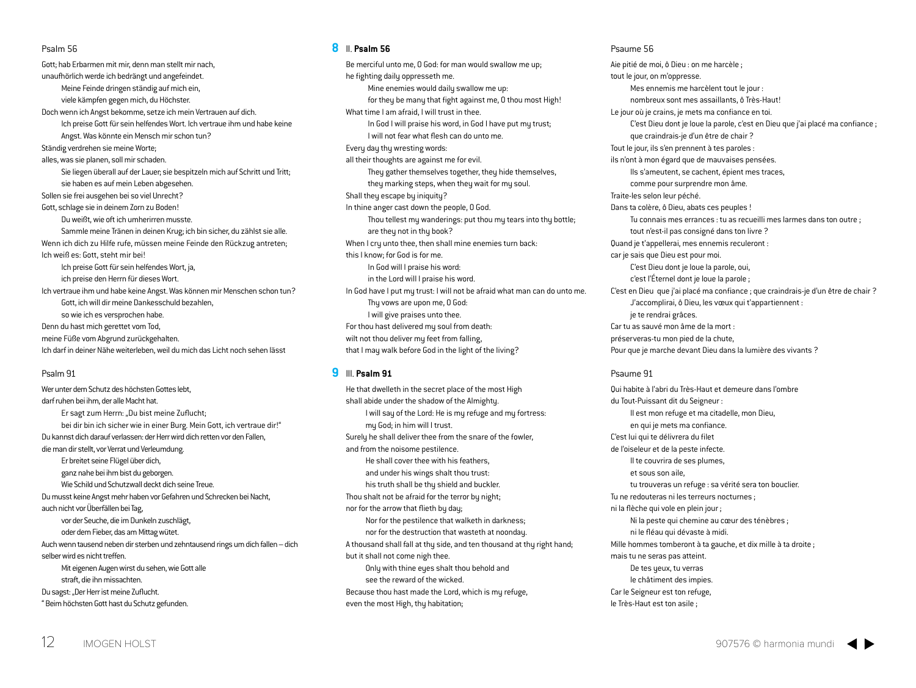Psalm 56

Gott; hab Erbarmen mit mir, denn man stellt mir nach,
unaufhörlich werde ich bedrängt und angefeindet.
Meine Feinde dringen ständig auf mich ein,
viele kämpfen gegen mich, du Höchster.
Doch wenn ich Angst bekomme, setze ich mein Vertrauen auf dich.
Ich preise Gott für sein helfendes Wort. Ich vertraue ihm und habe keine Angst. Was könnte ein Mensch mir schon tun?
Ständig verdrehen sie meine Worte;
alles, was sie planen, soll mir schaden.
Sie liegen überall auf der Lauer; sie bespitzeln mich auf Schritt und Tritt;
sie haben es auf mein Leben abgesehen.
Sollen sie frei ausgehen bei so viel Unrecht?
Gott, schlage sie in deinem Zorn zu Boden!
Du weißt, wie oft ich umherirren musste.
Sammle meine Tränen in deinen Krug; ich bin sicher, du zählst sie alle.
Wenn ich dich zu Hilfe rufe, müssen meine Feinde den Rückzug antreten;
Ich weiß es: Gott, steht mir bei!
Ich preise Gott für sein helfendes Wort, ja,
ich preise den Herrn für dieses Wort.
Ich vertraue ihm und habe keine Angst. Was können mir Menschen schon tun?
Gott, ich will dir meine Dankesschuld bezahlen,
so wie ich es versprochen habe.
Denn du hast mich gerettet vom Tod,
meine Füße vom Abgrund zurückgehalten.
Ich darf in deiner Nähe weiterleben, weil du mich das Licht noch sehen lässt

Psalm 91

Wer unter dem Schutz des höchsten Gottes lebt,
darf ruhen bei ihm, der alle Macht hat.
Er sagt zum Herrn: „Du bist meine Zuflucht;
bei dir bin ich sicher wie in einer Burg. Mein Gott, ich vertraue dir!"
Du kannst dich darauf verlassen: der Herr wird dich retten vor den Fallen,
die man dir stellt, vor Verrat und Verleumdung.
Er breitet seine Flügel über dich,
ganz nahe bei ihm bist du geborgen.
Wie Schild und Schutzwall deckt dich seine Treue.
Du musst keine Angst mehr haben vor Gefahren und Schrecken bei Nacht,
auch nicht vor Überfällen bei Tag,
vor der Seuche, die im Dunkeln zuschlägt,
oder dem Fieber, das am Mittag wütet.
Auch wenn tausend neben dir sterben und zehntausend rings um dich fallen – dich selber wird es nicht treffen.
Mit eigenen Augen wirst du sehen, wie Gott alle
straft, die ihn missachten.
Du sagst: „Der Herr ist meine Zuflucht.
" Beim höchsten Gott hast du Schutz gefunden.

## 8 II. **Psalm 56**

Be merciful unto me, O God: for man would swallow me up;
he fighting daily oppresseth me.
Mine enemies would daily swallow me up:
for they be many that fight against me, O thou most High!
What time I am afraid, I will trust in thee.
In God I will praise his word, in God I have put my trust;
I will not fear what flesh can do unto me.
Every day they wresting words:
all their thoughts are against me for evil.
They gather themselves together, they hide themselves,
they marking steps, when they wait for my soul.
Shall they escape by iniquity?
In thine anger cast down the people, O God.
Thou tellest my wanderings: put thou my tears into thy bottle;
are they not in thy book?
When I cry unto thee, then shall mine enemies turn back:
this I know; for God is for me.
In God will I praise his word:
in the Lord will I praise his word.
In God have I put my trust: I will not be afraid what man can do unto me.
Thy vows are upon me, O God:
I will give praises unto thee.
For thou hast delivered my soul from death:
wilt not thou deliver my feet from falling,
that I may walk before God in the light of the living?

## 9 III. **Psalm 91**

He that dwelleth in the secret place of the most High
shall abide under the shadow of the Almighty.
I will say of the Lord: He is my refuge and my fortress:
my God; in him will I trust.
Surely he shall deliver thee from the snare of the fowler,
and from the noisome pestilence.
He shall cover thee with his feathers,
and under his wings shalt thou trust:
his truth shall be thy shield and buckler.
Thou shalt not be afraid for the terror by night;
nor for the arrow that flieth by day;
Nor for the pestilence that walketh in darkness;
nor for the destruction that wasteth at noonday.
A thousand shall fall at thy side, and ten thousand at thy right hand;
but it shall not come nigh thee.
Only with thine eyes shalt thou behold and
see the reward of the wicked.
Because thou hast made the Lord, which is my refuge,
even the most High, thy habitation;

Psaume 56

Aie pitié de moi, ô Dieu : on me harcèle ;
tout le jour, on m'oppresse.
Mes ennemis me harcèlent tout le jour :
nombreux sont mes assaillants, ô Très-Haut!
Le jour où je crains, je mets ma confiance en toi.
C'est Dieu dont je loue la parole, c'est en Dieu que j'ai placé ma confiance ;
que craindrais-je d'un être de chair ?
Tout le jour, ils s'en prennent à tes paroles :
ils n'ont à mon égard que de mauvaises pensées.
Ils s'ameutent, se cachent, épient mes traces,
comme pour surprendre mon âme.
Traite-les selon leur péché.
Dans ta colère, ô Dieu, abats ces peuples !
Tu connais mes errances : tu as recueilli mes larmes dans ton outre ;
tout n'est-il pas consigné dans ton livre ?
Quand je t'appellerai, mes ennemis reculeront :
car je sais que Dieu est pour moi.
C'est Dieu dont je loue la parole, oui,
c'est l'Éternel dont je loue la parole ;
C'est en Dieu que j'ai placé ma confiance ; que craindrais-je d'un être de chair ?
J'accomplirai, ô Dieu, les vœux qui t'appartiennent :
je te rendrai grâces.
Car tu as sauvé mon âme de la mort :
préserveras-tu mon pied de la chute,
Pour que je marche devant Dieu dans la lumière des vivants ?

Psaume 91

Qui habite à l'abri du Très-Haut et demeure dans l'ombre
du Tout-Puissant dit du Seigneur :
Il est mon refuge et ma citadelle, mon Dieu,
en qui je mets ma confiance.
C'est lui qui te délivrera du filet
de l'oiseleur et de la peste infecte.
Il te couvrira de ses plumes,
et sous son aile,
tu trouveras un refuge : sa vérité sera ton bouclier.
Tu ne redouteras ni les terreurs nocturnes ;
ni la flèche qui vole en plein jour ;
Ni la peste qui chemine au cœur des ténèbres ;
ni le fléau qui dévaste à midi.
Mille hommes tomberont à ta gauche, et dix mille à ta droite ;
mais tu ne seras pas atteint.
De tes yeux, tu verras
le châtiment des impies.
Car le Seigneur est ton refuge,
le Très-Haut est ton asile ;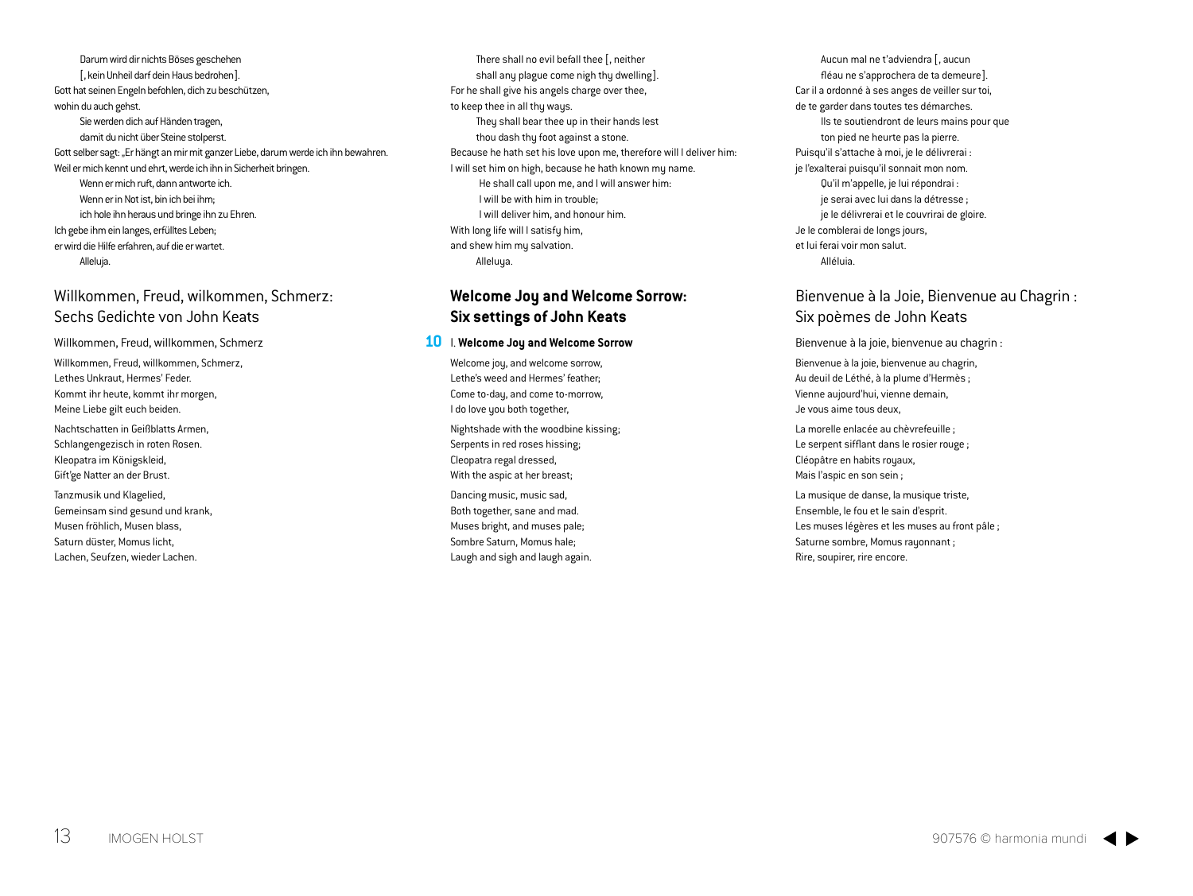Darum wird dir nichts Böses geschehen
[, kein Unheil darf dein Haus bedrohen].
Gott hat seinen Engeln befohlen, dich zu beschützen,
wohin du auch gehst.
Sie werden dich auf Händen tragen,
damit du nicht über Steine stolperst.
Gott selber sagt: „Er hängt an mir mit ganzer Liebe, darum werde ich ihn bewahren.
Weil er mich kennt und ehrt, werde ich ihn in Sicherheit bringen.
Wenn er mich ruft, dann antworte ich.
Wenn er in Not ist, bin ich bei ihm;
ich hole ihn heraus und bringe ihn zu Ehren.
Ich gebe ihm ein langes, erfülltes Leben;
er wird die Hilfe erfahren, auf die er wartet.
Alleluja.

## Willkommen, Freud, wilkommen, Schmerz: Sechs Gedichte von John Keats

Willkommen, Freud, willkommen, Schmerz

Willkommen, Freud, willkommen, Schmerz,
Lethes Unkraut, Hermes' Feder.
Kommt ihr heute, kommt ihr morgen,
Meine Liebe gilt euch beiden.

Nachtschatten in Geißblatts Armen,
Schlangengezisch in roten Rosen.
Kleopatra im Königskleid,
Gift'ge Natter an der Brust.

Tanzmusik und Klagelied,
Gemeinsam sind gesund und krank,
Musen fröhlich, Musen blass,
Saturn düster, Momus licht,
Lachen, Seufzen, wieder Lachen.

There shall no evil befall thee [, neither
shall any plague come nigh thy dwelling].
For he shall give his angels charge over thee,
to keep thee in all thy ways.
They shall bear thee up in their hands lest
thou dash thy foot against a stone.
Because he hath set his love upon me, therefore will I deliver him:
I will set him on high, because he hath known my name.
He shall call upon me, and I will answer him:
I will be with him in trouble;
I will deliver him, and honour him.
With long life will I satisfy him,
and shew him my salvation.
Alleluya.

## Welcome Joy and Welcome Sorrow: Six settings of John Keats

**10** I. **Welcome Joy and Welcome Sorrow**

Welcome joy, and welcome sorrow,
Lethe's weed and Hermes' feather;
Come to-day, and come to-morrow,
I do love you both together,

Nightshade with the woodbine kissing;
Serpents in red roses hissing;
Cleopatra regal dressed,
With the aspic at her breast;

Dancing music, music sad,
Both together, sane and mad.
Muses bright, and muses pale;
Sombre Saturn, Momus hale;
Laugh and sigh and laugh again.

Aucun mal ne t'adviendra [, aucun
fléau ne s'approchera de ta demeure].
Car il a ordonné à ses anges de veiller sur toi,
de te garder dans toutes tes démarches.
Ils te soutiendront de leurs mains pour que
ton pied ne heurte pas la pierre.
Puisqu'il s'attache à moi, je le délivrerai :
je l'exalterai puisqu'il sonnait mon nom.
Qu'il m'appelle, je lui répondrai :
je serai avec lui dans la détresse ;
je le délivrerai et le couvrirai de gloire.
Je le comblerai de longs jours,
et lui ferai voir mon salut.
Alléluia.

## Bienvenue à la Joie, Bienvenue au Chagrin : Six poèmes de John Keats

Bienvenue à la joie, bienvenue au chagrin :

Bienvenue à la joie, bienvenue au chagrin,
Au deuil de Léthé, à la plume d'Hermès ;
Vienne aujourd'hui, vienne demain,
Je vous aime tous deux,

La morelle enlacée au chèvrefeuille ;
Le serpent sifflant dans le rosier rouge ;
Cléopâtre en habits royaux,
Mais l'aspic en son sein ;

La musique de danse, la musique triste,
Ensemble, le fou et le sain d'esprit.
Les muses légères et les muses au front pâle ;
Saturne sombre, Momus rayonnant ;
Rire, soupirer, rire encore.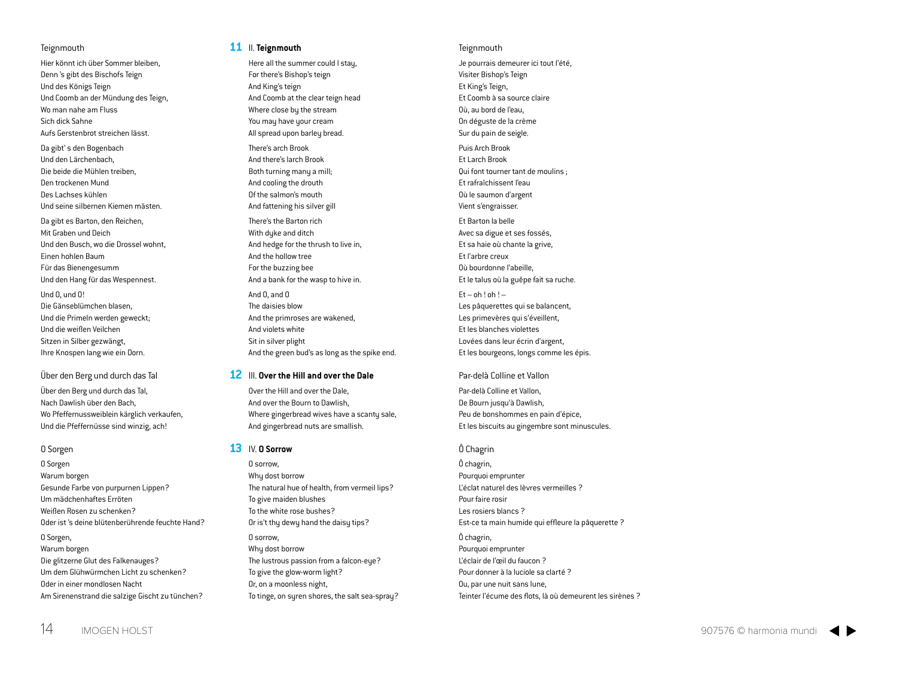## Teignmouth

Hier könnt ich über Sommer bleiben,
Denn 's gibt des Bischofs Teign
Und des Königs Teign
Und Coomb an der Mündung des Teign,
Wo man nahe am Fluss
Sich dick Sahne
Aufs Gerstenbrot streichen lässt.

Da gibt' s den Bogenbach
Und den Lärchenbach,
Die beide die Mühlen treiben,
Den trockenen Mund
Des Lachses kühlen
Und seine silbernen Kiemen mästen.

Da gibt es Barton, den Reichen,
Mit Graben und Deich
Und den Busch, wo die Drossel wohnt,
Einen hohlen Baum
Für das Bienengesumm
Und den Hang für das Wespennest.

Und O, und O!
Die Gänseblümchen blasen,
Und die Primeln werden geweckt;
Und die weißen Veilchen
Sitzen in Silber gezwängt,
Ihre Knospen lang wie ein Dorn.

## Über den Berg und durch das Tal

Über den Berg und durch das Tal,
Nach Dawlish über den Bach,
Wo Pfeffernussweiblein kärglich verkaufen,
Und die Pfeffernüsse sind winzig, ach!

## O Sorgen

O Sorgen
Warum borgen
Gesunde Farbe von purpurnen Lippen?
Um mädchenhaftes Erröten
Weißen Rosen zu schenken?
Oder ist 's deine blütenberührende feuchte Hand?

O Sorgen,
Warum borgen
Die glitzerne Glut des Falkenauges?
Um dem Glühwürmchen Licht zu schenken?
Oder in einer mondlosen Nacht
Am Sirenenstrand die salzige Gischt zu tünchen?

## 11 II. **Teignmouth**

Here all the summer could I stay,
For there's Bishop's teign
And King's teign
And Coomb at the clear teign head
Where close by the stream
You may have your cream
All spread upon barley bread.

There's arch Brook
And there's larch Brook
Both turning many a mill;
And cooling the drouth
Of the salmon's mouth
And fattening his silver gill

There's the Barton rich
With dyke and ditch
And hedge for the thrush to live in,
And the hollow tree
For the buzzing bee
And a bank for the wasp to hive in.

And O, and O
The daisies blow
And the primroses are wakened,
And violets white
Sit in silver plight
And the green bud's as long as the spike end.

## 12 III. **Over the Hill and over the Dale**

Over the Hill and over the Dale,
And over the Bourn to Dawlish,
Where gingerbread wives have a scanty sale,
And gingerbread nuts are smallish.

## 13 IV. **O Sorrow**

O sorrow,
Why dost borrow
The natural hue of health, from vermeil lips?
To give maiden blushes
To the white rose bushes?
Or is't thy dewy hand the daisy tips?

O sorrow,
Why dost borrow
The lustrous passion from a falcon-eye?
To give the glow-worm light?
Or, on a moonless night,
To tinge, on syren shores, the salt sea-spray?

## Teignmouth

Je pourrais demeurer ici tout l'été,
Visiter Bishop's Teign
Et King's Teign,
Et Coomb à sa source claire
Où, au bord de l'eau,
On déguste de la crème
Sur du pain de seigle.

Puis Arch Brook
Et Larch Brook
Qui font tourner tant de moulins ;
Et rafraîchissent l'eau
Où le saumon d'argent
Vient s'engraisser.

Et Barton la belle
Avec sa digue et ses fossés,
Et sa haie où chante la grive,
Et l'arbre creux
Où bourdonne l'abeille,
Et le talus où la guêpe fait sa ruche.

Et – oh ! oh ! –
Les pâquerettes qui se balancent,
Les primevères qui s'éveillent,
Et les blanches violettes
Lovées dans leur écrin d'argent,
Et les bourgeons, longs comme les épis.

## Par-delà Colline et Vallon

Par-delà Colline et Vallon,
De Bourn jusqu'à Dawlish,
Peu de bonshommes en pain d'épice,
Et les biscuits au gingembre sont minuscules.

## Ô Chagrin

Ô chagrin,
Pourquoi emprunter
L'éclat naturel des lèvres vermeilles ?
Pour faire rosir
Les rosiers blancs ?
Est-ce ta main humide qui effleure la pâquerette ?

Ô chagrin,
Pourquoi emprunter
L'éclair de l'œil du faucon ?
Pour donner à la luciole sa clarté ?
Ou, par une nuit sans lune,
Teinter l'écume des flots, là où demeurent les sirènes ?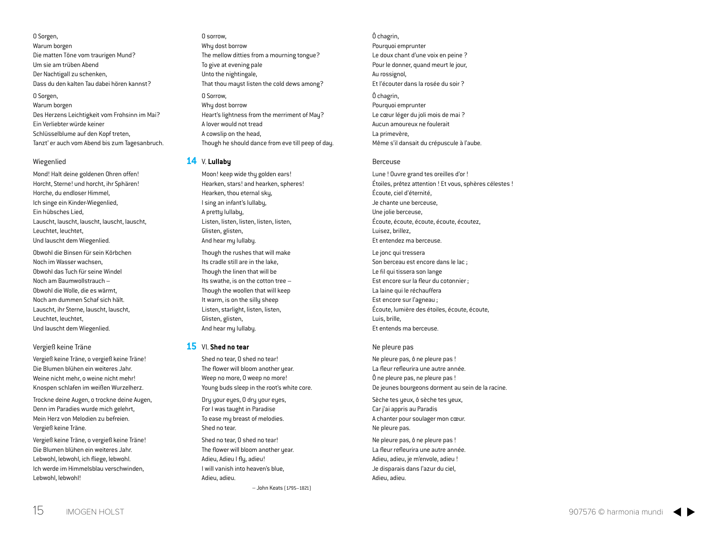O Sorgen,
Warum borgen
Die matten Töne vom traurigen Mund?
Um sie am trüben Abend
Der Nachtigall zu schenken,
Dass du den kalten Tau dabei hören kannst?

O Sorgen,
Warum borgen
Des Herzens Leichtigkeit vom Frohsinn im Mai?
Ein Verliebter würde keiner
Schlüsselblume auf den Kopf treten,
Tanzt' er auch vom Abend bis zum Tagesanbruch.

### Wiegenlied

Mond! Halt deine goldenen Ohren offen!
Horcht, Sterne! und horcht, ihr Sphären!
Horche, du endloser Himmel,
Ich singe ein Kinder-Wiegenlied,
Ein hübsches Lied,
Lauscht, lauscht, lauscht, lauscht, lauscht,
Leuchtet, leuchtet,
Und lauscht dem Wiegenlied.

Obwohl die Binsen für sein Körbchen
Noch im Wasser wachsen,
Obwohl das Tuch für seine Windel
Noch am Baumwollstrauch –
Obwohl die Wolle, die es wärmt,
Noch am dummen Schaf sich hält.
Lauscht, ihr Sterne, lauscht, lauscht,
Leuchtet, leuchtet,
Und lauscht dem Wiegenlied.

### Vergieß keine Träne

Vergieß keine Träne, o vergieß keine Träne!
Die Blumen blühen ein weiteres Jahr.
Weine nicht mehr, o weine nicht mehr!
Knospen schlafen im weißen Wurzelherz.

Trockne deine Augen, o trockne deine Augen,
Denn im Paradies wurde mich gelehrt,
Mein Herz von Melodien zu befreien.
Vergieß keine Träne.

Vergieß keine Träne, o vergieß keine Träne!
Die Blumen blühen ein weiteres Jahr.
Lebwohl, lebwohl, ich fliege, lebwohl.
Ich werde im Himmelsblau verschwinden,
Lebwohl, lebwohl!

---

O sorrow,
Why dost borrow
The mellow ditties from a mourning tongue?
To give at evening pale
Unto the nightingale,
That thou mayst listen the cold dews among?

O Sorrow,
Why dost borrow
Heart's lightness from the merriment of May?
A lover would not tread
A cowslip on the head,
Though he should dance from eve till peep of day.

### 14 V. **Lullaby**

Moon! keep wide thy golden ears!
Hearken, stars! and hearken, spheres!
Hearken, thou eternal sky,
I sing an infant's lullaby,
A pretty lullaby,
Listen, listen, listen, listen, listen,
Glisten, glisten,
And hear my lullaby.

Though the rushes that will make
Its cradle still are in the lake,
Though the linen that will be
Its swathe, is on the cotton tree –
Though the woollen that will keep
It warm, is on the silly sheep
Listen, starlight, listen, listen,
Glisten, glisten,
And hear my lullaby.

### 15 VI. **Shed no tear**

Shed no tear, O shed no tear!
The flower will bloom another year.
Weep no more, O weep no more!
Young buds sleep in the root's white core.

Dry your eyes, O dry your eyes,
For I was taught in Paradise
To ease my breast of melodies.
Shed no tear.

Shed no tear, O shed no tear!
The flower will bloom another year.
Adieu, Adieu I fly, adieu!
I will vanish into heaven's blue,
Adieu, adieu.

– John Keats (1795–1821)

---

Ô chagrin,
Pourquoi emprunter
Le doux chant d'une voix en peine ?
Pour le donner, quand meurt le jour,
Au rossignol,
Et l'écouter dans la rosée du soir ?

Ô chagrin,
Pourquoi emprunter
Le cœur léger du joli mois de mai ?
Aucun amoureux ne foulerait
La primevère,
Même s'il dansait du crépuscule à l'aube.

### Berceuse

Lune ! Ouvre grand tes oreilles d'or !
Étoiles, prêtez attention ! Et vous, sphères célestes !
Écoute, ciel d'éternité,
Je chante une berceuse,
Une jolie berceuse,
Écoute, écoute, écoute, écoute, écoutez,
Luisez, brillez,
Et entendez ma berceuse.

Le jonc qui tressera
Son berceau est encore dans le lac ;
Le fil qui tissera son lange
Est encore sur la fleur du cotonnier ;
La laine qui le réchauffera
Est encore sur l'agneau ;
Écoute, lumière des étoiles, écoute, écoute,
Luis, brille,
Et entends ma berceuse.

### Ne pleure pas

Ne pleure pas, ô ne pleure pas !
La fleur refleurira une autre année.
Ô ne pleure pas, ne pleure pas !
De jeunes bourgeons dorment au sein de la racine.

Sèche tes yeux, ô sèche tes yeux,
Car j'ai appris au Paradis
A chanter pour soulager mon cœur.
Ne pleure pas.

Ne pleure pas, ô ne pleure pas !
La fleur refleurira une autre année.
Adieu, adieu, je m'envole, adieu !
Je disparais dans l'azur du ciel,
Adieu, adieu.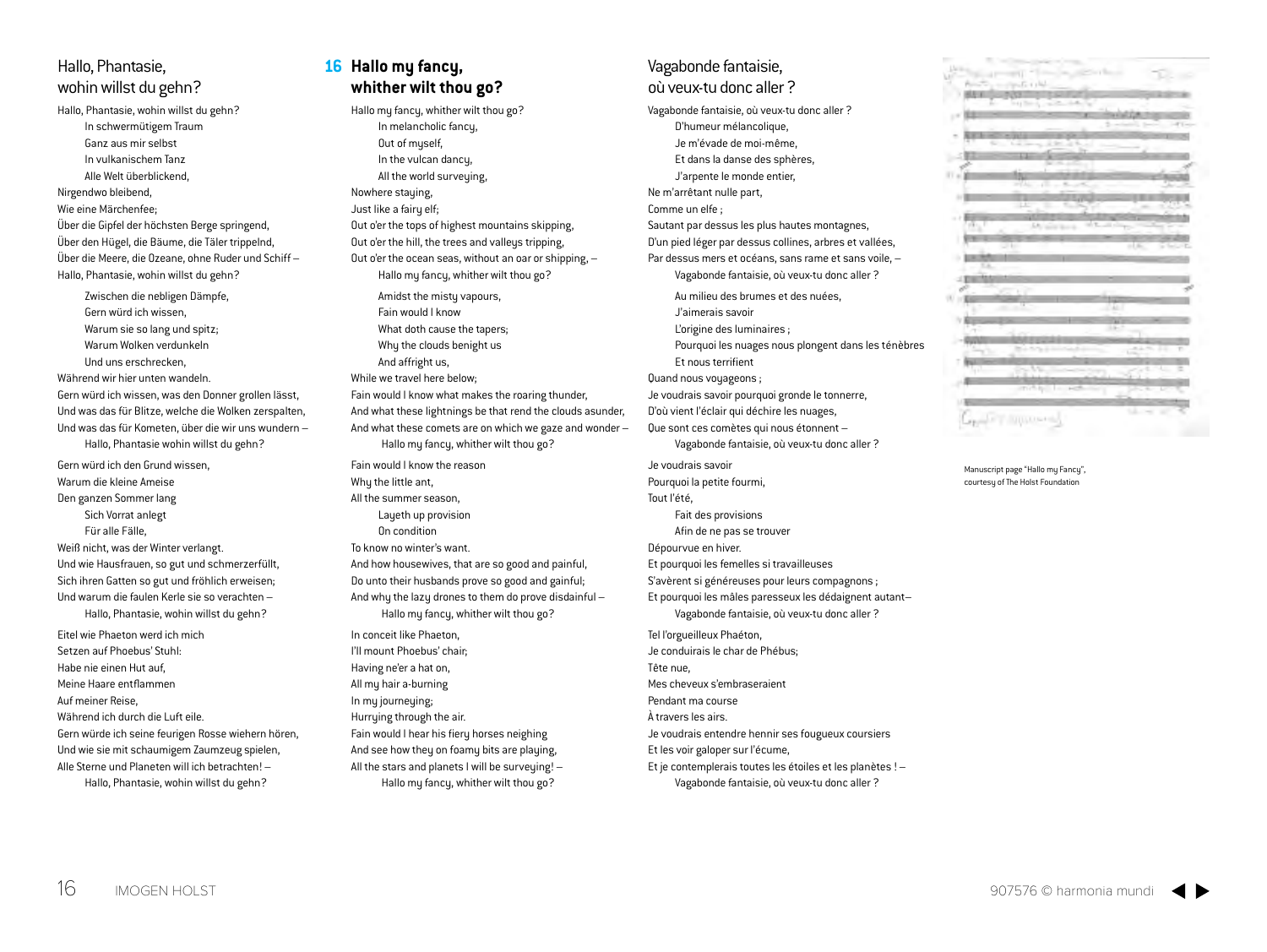## Hallo, Phantasie, wohin willst du gehn?

Hallo, Phantasie, wohin willst du gehn?
In schwermütigem Traum
Ganz aus mir selbst
In vulkanischem Tanz
Alle Welt überblickend,
Nirgendwo bleibend,
Wie eine Märchenfee;
Über die Gipfel der höchsten Berge springend,
Über den Hügel, die Bäume, die Täler trippelnd,
Über die Meere, die Ozeane, ohne Ruder und Schiff –
Hallo, Phantasie, wohin willst du gehn?

Zwischen die nebligen Dämpfe,
Gern würd ich wissen,
Warum sie so lang und spitz;
Warum Wolken verdunkeln
Und uns erschrecken,
Während wir hier unten wandeln.
Gern würd ich wissen, was den Donner grollen lässt,
Und was das für Blitze, welche die Wolken zerspalten,
Und was das für Kometen, über die wir uns wundern –
Hallo, Phantasie wohin willst du gehn?

Gern würd ich den Grund wissen,
Warum die kleine Ameise
Den ganzen Sommer lang
Sich Vorrat anlegt
Für alle Fälle,
Weiß nicht, was der Winter verlangt.
Und wie Hausfrauen, so gut und schmerzerfüllt,
Sich ihren Gatten so gut und fröhlich erweisen;
Und warum die faulen Kerle sie so verachten –
Hallo, Phantasie, wohin willst du gehn?

Eitel wie Phaeton werd ich mich
Setzen auf Phoebus' Stuhl:
Habe nie einen Hut auf,
Meine Haare entflammen
Auf meiner Reise,
Während ich durch die Luft eile.
Gern würde ich seine feurigen Rosse wiehern hören,
Und wie sie mit schaumigem Zaumzeug spielen,
Alle Sterne und Planeten will ich betrachten! –
Hallo, Phantasie, wohin willst du gehn?

## 16 Hallo my fancy, whither wilt thou go?

Hallo my fancy, whither wilt thou go?
In melancholic fancy,
Out of myself,
In the vulcan dancy,
All the world surveying,
Nowhere staying,
Just like a fairy elf;
Out o'er the tops of highest mountains skipping,
Out o'er the hill, the trees and valleys tripping,
Out o'er the ocean seas, without an oar or shipping, –
Hallo my fancy, whither wilt thou go?

Amidst the misty vapours,
Fain would I know
What doth cause the tapers;
Why the clouds benight us
And affright us,
While we travel here below;
Fain would I know what makes the roaring thunder,
And what these lightnings be that rend the clouds asunder,
And what these comets are on which we gaze and wonder –
Hallo my fancy, whither wilt thou go?

Fain would I know the reason
Why the little ant,
All the summer season,
Layeth up provision
On condition
To know no winter's want.
And how housewives, that are so good and painful,
Do unto their husbands prove so good and gainful;
And why the lazy drones to them do prove disdainful –
Hallo my fancy, whither wilt thou go?

In conceit like Phaeton,
I'll mount Phoebus' chair;
Having ne'er a hat on,
All my hair a-burning
In my journeying;
Hurrying through the air.
Fain would I hear his fiery horses neighing
And see how they on foamy bits are playing,
All the stars and planets I will be surveying! –
Hallo my fancy, whither wilt thou go?

## Vagabonde fantaisie, où veux-tu donc aller ?

Vagabonde fantaisie, où veux-tu donc aller ?
D'humeur mélancolique,
Je m'évade de moi-même,
Et dans la danse des sphères,
J'arpente le monde entier,
Ne m'arrêtant nulle part,
Comme un elfe ;
Sautant par dessus les plus hautes montagnes,
D'un pied léger par dessus collines, arbres et vallées,
Par dessus mers et océans, sans rame et sans voile, –
Vagabonde fantaisie, où veux-tu donc aller ?

Au milieu des brumes et des nuées,
J'aimerais savoir
L'origine des luminaires ;
Pourquoi les nuages nous plongent dans les ténèbres
Et nous terrifient
Quand nous voyageons ;
Je voudrais savoir pourquoi gronde le tonnerre,
D'où vient l'éclair qui déchire les nuages,
Que sont ces comètes qui nous étonnent –
Vagabonde fantaisie, où veux-tu donc aller ?

Je voudrais savoir
Pourquoi la petite fourmi,
Tout l'été,
Fait des provisions
Afin de ne pas se trouver
Dépourvue en hiver.
Et pourquoi les femelles si travailleuses
S'avèrent si généreuses pour leurs compagnons ;
Et pourquoi les mâles paresseux les dédaignent autant–
Vagabonde fantaisie, où veux-tu donc aller ?

Tel l'orgueilleux Phaéton,
Je conduirais le char de Phébus;
Tête nue,
Mes cheveux s'embraseraient
Pendant ma course
À travers les airs.
Je voudrais entendre hennir ses fougueux coursiers
Et les voir galoper sur l'écume,
Et je contemplerais toutes les étoiles et les planètes ! –
Vagabonde fantaisie, où veux-tu donc aller ?

Manuscript page "Hallo my Fancy", courtesy of The Holst Foundation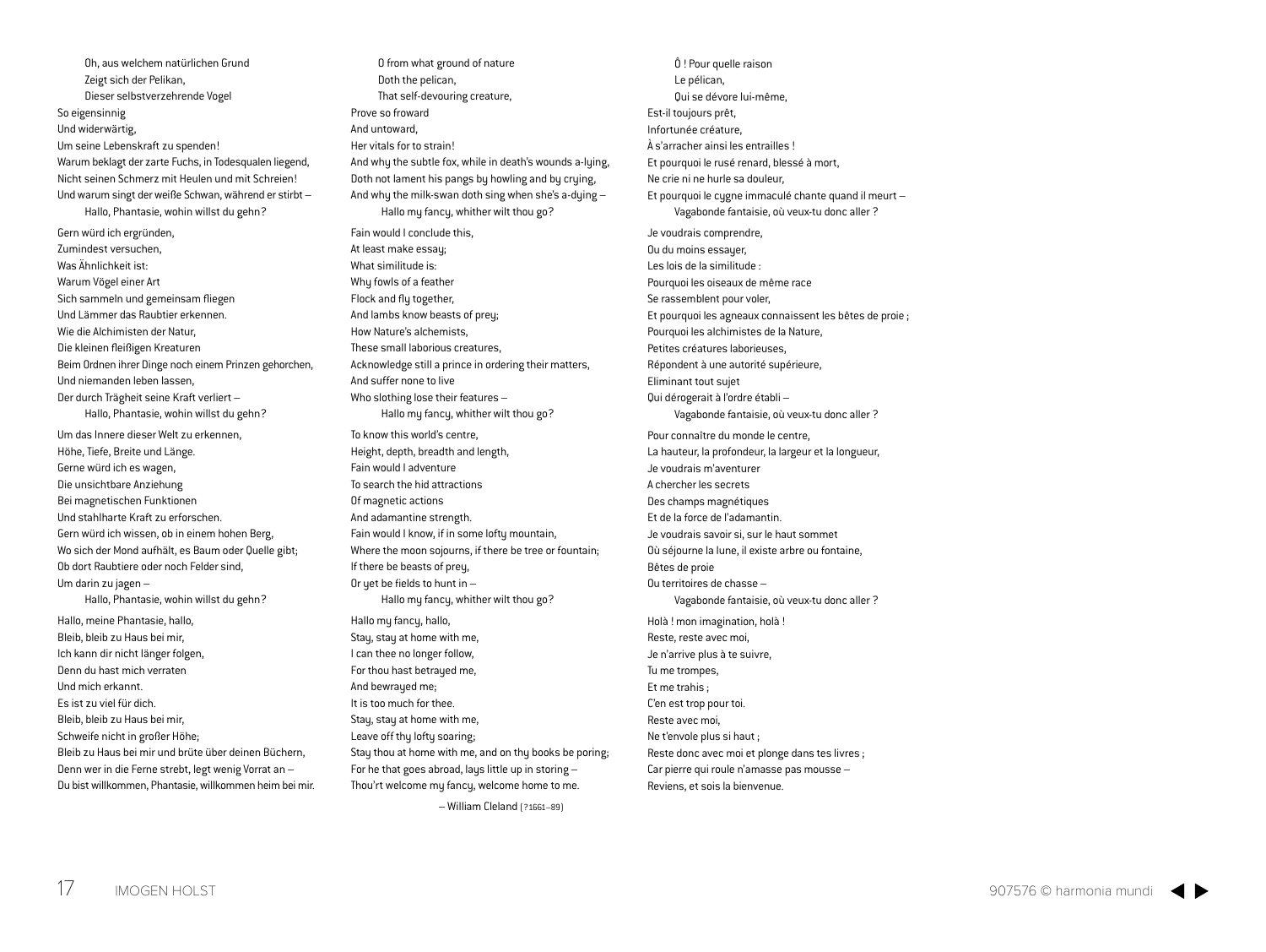Oh, aus welchem natürlichen Grund
Zeigt sich der Pelikan,
Dieser selbstverzehrende Vogel
So eigensinnig
Und widerwärtig,
Um seine Lebenskraft zu spenden!
Warum beklagt der zarte Fuchs, in Todesqualen liegend,
Nicht seinen Schmerz mit Heulen und mit Schreien!
Und warum singt der weiße Schwan, während er stirbt –
Hallo, Phantasie, wohin willst du gehn?

Gern würd ich ergründen,
Zumindest versuchen,
Was Ähnlichkeit ist:
Warum Vögel einer Art
Sich sammeln und gemeinsam fliegen
Und Lämmer das Raubtier erkennen.
Wie die Alchimisten der Natur,
Die kleinen fleißigen Kreaturen
Beim Ordnen ihrer Dinge noch einem Prinzen gehorchen,
Und niemanden leben lassen,
Der durch Trägheit seine Kraft verliert –
Hallo, Phantasie, wohin willst du gehn?

Um das Innere dieser Welt zu erkennen,
Höhe, Tiefe, Breite und Länge.
Gerne würd ich es wagen,
Die unsichtbare Anziehung
Bei magnetischen Funktionen
Und stahlharte Kraft zu erforschen.
Gern würd ich wissen, ob in einem hohen Berg,
Wo sich der Mond aufhält, es Baum oder Quelle gibt;
Ob dort Raubtiere oder noch Felder sind,
Um darin zu jagen –
Hallo, Phantasie, wohin willst du gehn?

Hallo, meine Phantasie, hallo,
Bleib, bleib zu Haus bei mir,
Ich kann dir nicht länger folgen,
Denn du hast mich verraten
Und mich erkannt.
Es ist zu viel für dich.
Bleib, bleib zu Haus bei mir,
Schweife nicht in großer Höhe;
Bleib zu Haus bei mir und brüte über deinen Büchern,
Denn wer in die Ferne strebt, legt wenig Vorrat an –
Du bist willkommen, Phantasie, willkommen heim bei mir.

O from what ground of nature
Doth the pelican,
That self-devouring creature,
Prove so froward
And untoward,
Her vitals for to strain!
And why the subtle fox, while in death's wounds a-lying,
Doth not lament his pangs by howling and by crying,
And why the milk-swan doth sing when she's a-dying –
Hallo my fancy, whither wilt thou go?

Fain would I conclude this,
At least make essay;
What similitude is:
Why fowls of a feather
Flock and fly together,
And lambs know beasts of prey;
How Nature's alchemists,
These small laborious creatures,
Acknowledge still a prince in ordering their matters,
And suffer none to live
Who slothing lose their features –
Hallo my fancy, whither wilt thou go?

To know this world's centre,
Height, depth, breadth and length,
Fain would I adventure
To search the hid attractions
Of magnetic actions
And adamantine strength.
Fain would I know, if in some lofty mountain,
Where the moon sojourns, if there be tree or fountain;
If there be beasts of prey,
Or yet be fields to hunt in –
Hallo my fancy, whither wilt thou go?

Hallo my fancy, hallo,
Stay, stay at home with me,
I can thee no longer follow,
For thou hast betrayed me,
And bewrayed me;
It is too much for thee.
Stay, stay at home with me,
Leave off thy lofty soaring;
Stay thou at home with me, and on thy books be poring;
For he that goes abroad, lays little up in storing –
Thou'rt welcome my fancy, welcome home to me.

– William Cleland (?1661–89)

Ô ! Pour quelle raison
Le pélican,
Qui se dévore lui-même,
Est-il toujours prêt,
Infortunée créature,
À s'arracher ainsi les entrailles !
Et pourquoi le rusé renard, blessé à mort,
Ne crie ni ne hurle sa douleur,
Et pourquoi le cygne immaculé chante quand il meurt –
Vagabonde fantaisie, où veux-tu donc aller ?

Je voudrais comprendre,
Ou du moins essayer,
Les lois de la similitude :
Pourquoi les oiseaux de même race
Se rassemblent pour voler,
Et pourquoi les agneaux connaissent les bêtes de proie ;
Pourquoi les alchimistes de la Nature,
Petites créatures laborieuses,
Répondent à une autorité supérieure,
Eliminant tout sujet
Qui dérogerait à l'ordre établi –
Vagabonde fantaisie, où veux-tu donc aller ?

Pour connaître du monde le centre,
La hauteur, la profondeur, la largeur et la longueur,
Je voudrais m'aventurer
A chercher les secrets
Des champs magnétiques
Et de la force de l'adamantin.
Je voudrais savoir si, sur le haut sommet
Où séjourne la lune, il existe arbre ou fontaine,
Bêtes de proie
Ou territoires de chasse –
Vagabonde fantaisie, où veux-tu donc aller ?

Holà ! mon imagination, holà !
Reste, reste avec moi,
Je n'arrive plus à te suivre,
Tu me trompes,
Et me trahis ;
C'en est trop pour toi.
Reste avec moi,
Ne t'envole plus si haut ;
Reste donc avec moi et plonge dans tes livres ;
Car pierre qui roule n'amasse pas mousse –
Reviens, et sois la bienvenue.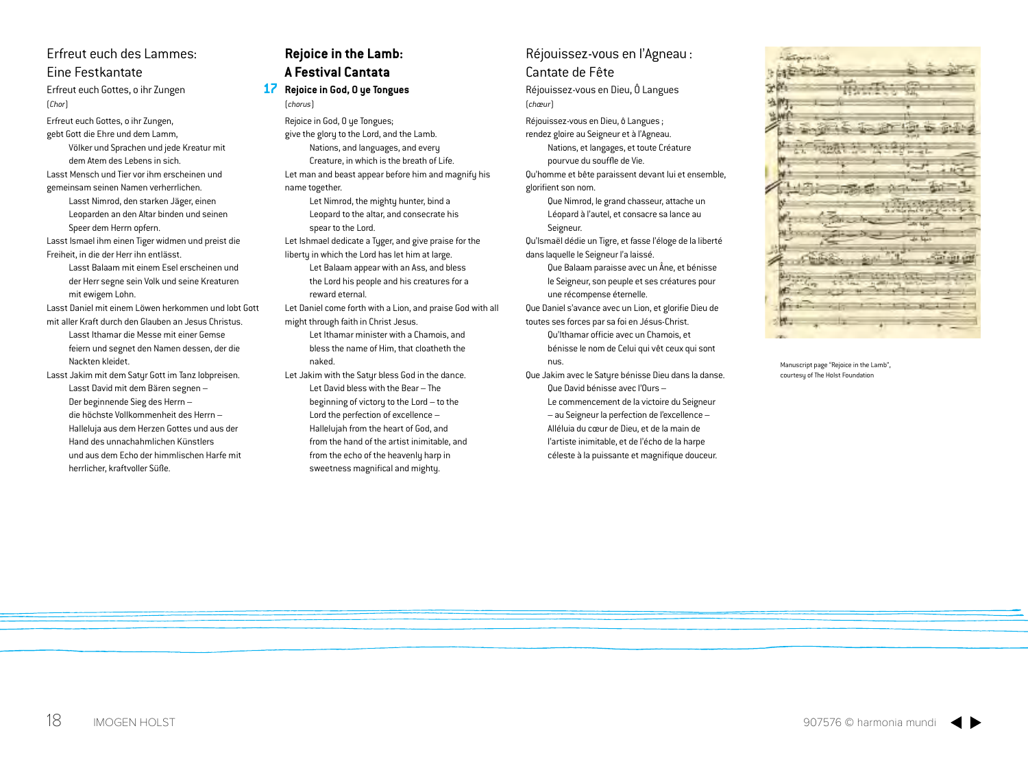## Erfreut euch des Lammes: Eine Festkantate

### Erfreut euch Gottes, o ihr Zungen

(*Chor*)

Erfreut euch Gottes, o ihr Zungen,
gebt Gott die Ehre und dem Lamm,
Völker und Sprachen und jede Kreatur mit dem Atem des Lebens in sich.
Lasst Mensch und Tier vor ihm erscheinen und gemeinsam seinen Namen verherrlichen.
Lasst Nimrod, den starken Jäger, einen Leoparden an den Altar binden und seinen Speer dem Herrn opfern.
Lasst Ismael ihm einen Tiger widmen und preist die Freiheit, in die der Herr ihn entlässt.
Lasst Balaam mit einem Esel erscheinen und der Herr segne sein Volk und seine Kreaturen mit ewigem Lohn.
Lasst Daniel mit einem Löwen herkommen und lobt Gott mit aller Kraft durch den Glauben an Jesus Christus.
Lasst Ithamar die Messe mit einer Gemse feiern und segnet den Namen dessen, der die Nackten kleidet.
Lasst Jakim mit dem Satyr Gott im Tanz lobpreisen.
Lasst David mit dem Bären segnen –
Der beginnende Sieg des Herrn –
die höchste Vollkommenheit des Herrn –
Halleluja aus dem Herzen Gottes und aus der Hand des unnachahmlichen Künstlers
und aus dem Echo der himmlischen Harfe mit herrlicher, kraftvoller Süße.

## Rejoice in the Lamb: A Festival Cantata

### 17 Rejoice in God, O ye Tongues

(*chorus*)

Rejoice in God, O ye Tongues;
give the glory to the Lord, and the Lamb.
Nations, and languages, and every Creature, in which is the breath of Life.
Let man and beast appear before him and magnify his name together.
Let Nimrod, the mighty hunter, bind a Leopard to the altar, and consecrate his spear to the Lord.
Let Ishmael dedicate a Tyger, and give praise for the liberty in which the Lord has let him at large.
Let Balaam appear with an Ass, and bless the Lord his people and his creatures for a reward eternal.
Let Daniel come forth with a Lion, and praise God with all might through faith in Christ Jesus.
Let Ithamar minister with a Chamois, and bless the name of Him, that cloatheth the naked.
Let Jakim with the Satyr bless God in the dance.
Let David bless with the Bear – The beginning of victory to the Lord – to the Lord the perfection of excellence –
Hallelujah from the heart of God, and from the hand of the artist inimitable, and from the echo of the heavenly harp in sweetness magnifical and mighty.

## Réjouissez-vous en l'Agneau : Cantate de Fête

### Réjouissez-vous en Dieu, Ô Langues

(*chœur*)

Réjouissez-vous en Dieu, ô Langues ;
rendez gloire au Seigneur et à l'Agneau.
Nations, et langages, et toute Créature pourvue du souffle de Vie.
Qu'homme et bête paraissent devant lui et ensemble, glorifient son nom.
Que Nimrod, le grand chasseur, attache un Léopard à l'autel, et consacre sa lance au Seigneur.
Qu'Ismaël dédie un Tigre, et fasse l'éloge de la liberté dans laquelle le Seigneur l'a laissé.
Que Balaam paraisse avec un Âne, et bénisse le Seigneur, son peuple et ses créatures pour une récompense éternelle.
Que Daniel s'avance avec un Lion, et glorifie Dieu de toutes ses forces par sa foi en Jésus-Christ.
Qu'Ithamar officie avec un Chamois, et bénisse le nom de Celui qui vêt ceux qui sont nus.
Que Jakim avec le Satyre bénisse Dieu dans la danse.
Que David bénisse avec l'Ours –
Le commencement de la victoire du Seigneur – au Seigneur la perfection de l'excellence –
Alléluia du cœur de Dieu, et de la main de l'artiste inimitable, et de l'écho de la harpe céleste à la puissante et magnifique douceur.

Manuscript page "Rejoice in the Lamb", courtesy of The Holst Foundation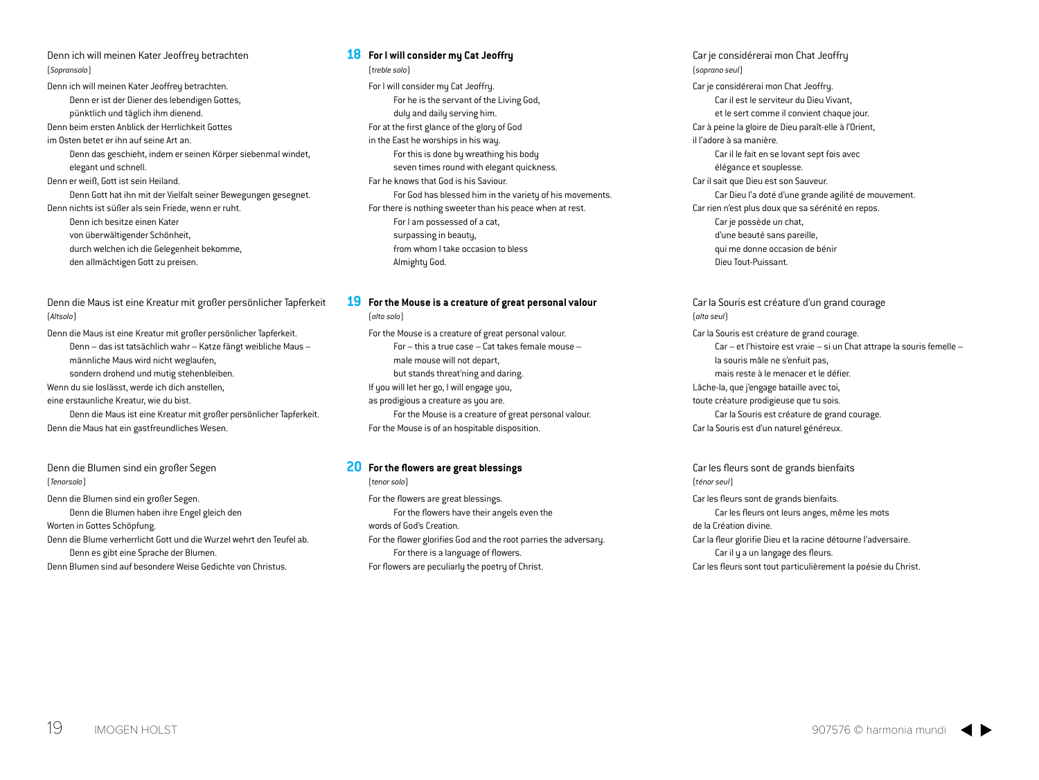Denn ich will meinen Kater Jeoffrey betrachten
*(Sopransolo)*

Denn ich will meinen Kater Jeoffrey betrachten.
Denn er ist der Diener des lebendigen Gottes,
pünktlich und täglich ihm dienend.
Denn beim ersten Anblick der Herrlichkeit Gottes
im Osten betet er ihn auf seine Art an.
Denn das geschieht, indem er seinen Körper siebenmal windet,
elegant und schnell.
Denn er weiß, Gott ist sein Heiland.
Denn Gott hat ihn mit der Vielfalt seiner Bewegungen gesegnet.
Denn nichts ist süßer als sein Friede, wenn er ruht.
Denn ich besitze einen Kater
von überwältigender Schönheit,
durch welchen ich die Gelegenheit bekomme,
den allmächtigen Gott zu preisen.

Denn die Maus ist eine Kreatur mit großer persönlicher Tapferkeit
*(Altsolo)*

Denn die Maus ist eine Kreatur mit großer persönlicher Tapferkeit.
Denn – das ist tatsächlich wahr – Katze fängt weibliche Maus –
männliche Maus wird nicht weglaufen,
sondern drohend und mutig stehenbleiben.
Wenn du sie loslässt, werde ich dich anstellen,
eine erstaunliche Kreatur, wie du bist.
Denn die Maus ist eine Kreatur mit großer persönlicher Tapferkeit.
Denn die Maus hat ein gastfreundliches Wesen.

Denn die Blumen sind ein großer Segen
*(Tenorsolo)*

Denn die Blumen sind ein großer Segen.
Denn die Blumen haben ihre Engel gleich den
Worten in Gottes Schöpfung.
Denn die Blume verherrlicht Gott und die Wurzel wehrt den Teufel ab.
Denn es gibt eine Sprache der Blumen.
Denn Blumen sind auf besondere Weise Gedichte von Christus.

## 18 For I will consider my Cat Jeoffry
*(treble solo)*

For I will consider my Cat Jeoffry.
For he is the servant of the Living God,
duly and daily serving him.
For at the first glance of the glory of God
in the East he worships in his way.
For this is done by wreathing his body
seven times round with elegant quickness.
For he knows that God is his Saviour.
For God has blessed him in the variety of his movements.
For there is nothing sweeter than his peace when at rest.
For I am possessed of a cat,
surpassing in beauty,
from whom I take occasion to bless
Almighty God.

## 19 For the Mouse is a creature of great personal valour
*(alto solo)*

For the Mouse is a creature of great personal valour.
For – this a true case – Cat takes female mouse –
male mouse will not depart,
but stands threat'ning and daring.
If you will let her go, I will engage you,
as prodigious a creature as you are.
For the Mouse is a creature of great personal valour.
For the Mouse is of an hospitable disposition.

## 20 For the flowers are great blessings
*(tenor solo)*

For the flowers are great blessings.
For the flowers have their angels even the
words of God's Creation.
For the flower glorifies God and the root parries the adversary.
For there is a language of flowers.
For flowers are peculiarly the poetry of Christ.

Car je considérerai mon Chat Jeoffry
*(soprano seul)*

Car je considérerai mon Chat Jeoffry.
Car il est le serviteur du Dieu Vivant,
et le sert comme il convient chaque jour.
Car à peine la gloire de Dieu paraît-elle à l'Orient,
il l'adore à sa manière.
Car il le fait en se lovant sept fois avec
élégance et souplesse.
Car il sait que Dieu est son Sauveur.
Car Dieu l'a doté d'une grande agilité de mouvement.
Car rien n'est plus doux que sa sérénité en repos.
Car je possède un chat,
d'une beauté sans pareille,
qui me donne occasion de bénir
Dieu Tout-Puissant.

Car la Souris est créature d'un grand courage
*(alto seul)*

Car la Souris est créature de grand courage.
Car – et l'histoire est vraie – si un Chat attrape la souris femelle –
la souris mâle ne s'enfuit pas,
mais reste à le menacer et le défier.
Lâche-la, que j'engage bataille avec toi,
toute créature prodigieuse que tu sois.
Car la Souris est créature de grand courage.
Car la Souris est d'un naturel généreux.

Car les fleurs sont de grands bienfaits
*(ténor seul)*

Car les fleurs sont de grands bienfaits.
Car les fleurs ont leurs anges, même les mots
de la Création divine.
Car la fleur glorifie Dieu et la racine détourne l'adversaire.
Car il y a un langage des fleurs.
Car les fleurs sont tout particulièrement la poésie du Christ.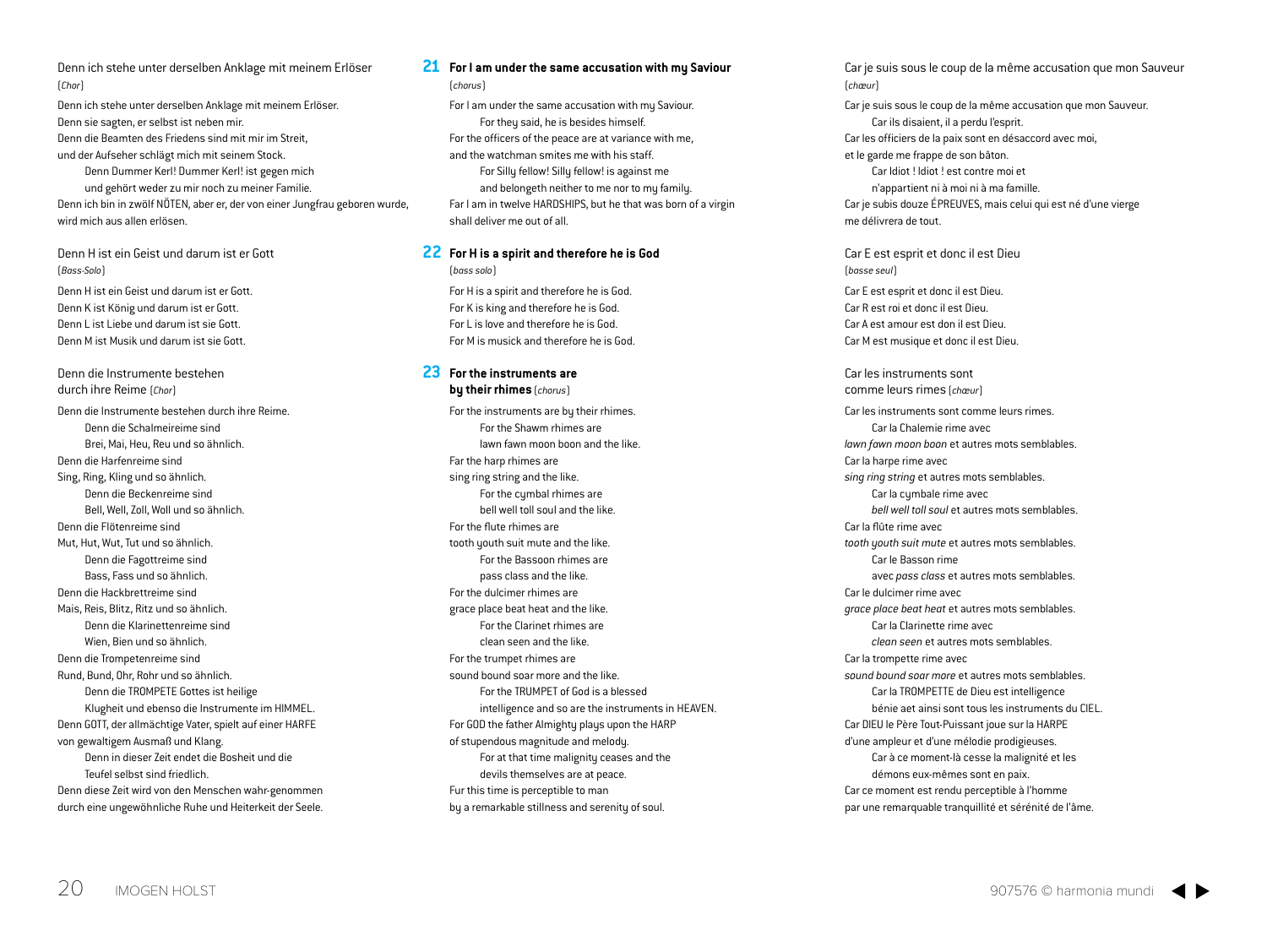### Denn ich stehe unter derselben Anklage mit meinem Erlöser

(*Chor*)

Denn ich stehe unter derselben Anklage mit meinem Erlöser.
Denn sie sagten, er selbst ist neben mir.
Denn die Beamten des Friedens sind mit mir im Streit,
und der Aufseher schlägt mich mit seinem Stock.
  Denn Dummer Kerl! Dummer Kerl! ist gegen mich
  und gehört weder zu mir noch zu meiner Familie.
Denn ich bin in zwölf NÖTEN, aber er, der von einer Jungfrau geboren wurde,
wird mich aus allen erlösen.

### Denn H ist ein Geist und darum ist er Gott

(*Bass-Solo*)

Denn H ist ein Geist und darum ist er Gott.
Denn K ist König und darum ist er Gott.
Denn L ist Liebe und darum ist sie Gott.
Denn M ist Musik und darum ist sie Gott.

### Denn die Instrumente bestehen durch ihre Reime (*Chor*)

Denn die Instrumente bestehen durch ihre Reime.
  Denn die Schalmeireime sind
  Brei, Mai, Heu, Reu und so ähnlich.
Denn die Harfenreime sind
Sing, Ring, Kling und so ähnlich.
  Denn die Beckenreime sind
  Bell, Well, Zoll, Woll und so ähnlich.
Denn die Flötenreime sind
Mut, Hut, Wut, Tut und so ähnlich.
  Denn die Fagottreime sind
  Bass, Fass und so ähnlich.
Denn die Hackbrettreime sind
Mais, Reis, Blitz, Ritz und so ähnlich.
  Denn die Klarinettenreime sind
  Wien, Bien und so ähnlich.
Denn die Trompetenreime sind
Rund, Bund, Ohr, Rohr und so ähnlich.
  Denn die TROMPETE Gottes ist heilige
  Klugheit und ebenso die Instrumente im HIMMEL.
Denn GOTT, der allmächtige Vater, spielt auf einer HARFE
von gewaltigem Ausmaß und Klang.
  Denn in dieser Zeit endet die Bosheit und die
  Teufel selbst sind friedlich.
Denn diese Zeit wird von den Menschen wahr-genommen
durch eine ungewöhnliche Ruhe und Heiterkeit der Seele.

### 21 For I am under the same accusation with my Saviour

(*chorus*)

For I am under the same accusation with my Saviour.
  For they said, he is besides himself.
For the officers of the peace are at variance with me,
and the watchman smites me with his staff.
  For Silly fellow! Silly fellow! is against me
  and belongeth neither to me nor to my family.
Far I am in twelve HARDSHIPS, but he that was born of a virgin
shall deliver me out of all.

### 22 For H is a spirit and therefore he is God

(*bass solo*)

For H is a spirit and therefore he is God.
For K is king and therefore he is God.
For L is love and therefore he is God.
For M is musick and therefore he is God.

### 23 For the instruments are by their rhimes (*chorus*)

For the instruments are by their rhimes.
  For the Shawm rhimes are
  lawn fawn moon boon and the like.
Far the harp rhimes are
sing ring string and the like.
  For the cymbal rhimes are
  bell well toll soul and the like.
For the flute rhimes are
tooth youth suit mute and the like.
  For the Bassoon rhimes are
  pass class and the like.
For the dulcimer rhimes are
grace place beat heat and the like.
  For the Clarinet rhimes are
  clean seen and the like.
For the trumpet rhimes are
sound bound soar more and the like.
  For the TRUMPET of God is a blessed
  intelligence and so are the instruments in HEAVEN.
For GOD the father Almighty plays upon the HARP
of stupendous magnitude and melody.
  For at that time malignity ceases and the
  devils themselves are at peace.
Fur this time is perceptible to man
by a remarkable stillness and serenity of soul.

### Car je suis sous le coup de la même accusation que mon Sauveur

(*chœur*)

Car je suis sous le coup de la même accusation que mon Sauveur.
  Car ils disaient, il a perdu l'esprit.
Car les officiers de la paix sont en désaccord avec moi,
et le garde me frappe de son bâton.
  Car Idiot ! Idiot ! est contre moi et
  n'appartient ni à moi ni à ma famille.
Car je subis douze ÉPREUVES, mais celui qui est né d'une vierge
me délivrera de tout.

### Car E est esprit et donc il est Dieu

(*basse seul*)

Car E est esprit et donc il est Dieu.
Car R est roi et donc il est Dieu.
Car A est amour est don il est Dieu.
Car M est musique et donc il est Dieu.

### Car les instruments sont comme leurs rimes (*chœur*)

Car les instruments sont comme leurs rimes.
  Car la Chalemie rime avec
*lawn fawn moon boon* et autres mots semblables.
Car la harpe rime avec
*sing ring string* et autres mots semblables.
  Car la cymbale rime avec
  *bell well toll soul* et autres mots semblables.
Car la flûte rime avec
*tooth youth suit mute* et autres mots semblables.
  Car le Basson rime
  avec *pass class* et autres mots semblables.
Car le dulcimer rime avec
*grace place beat heat* et autres mots semblables.
  Car la Clarinette rime avec
  *clean seen* et autres mots semblables.
Car la trompette rime avec
*sound bound soar more* et autres mots semblables.
  Car la TROMPETTE de Dieu est intelligence
  bénie aet ainsi sont tous les instruments du CIEL.
Car DIEU le Père Tout-Puissant joue sur la HARPE
d'une ampleur et d'une mélodie prodigieuses.
  Car à ce moment-là cesse la malignité et les
  démons eux-mêmes sont en paix.
Car ce moment est rendu perceptible à l'homme
par une remarquable tranquillité et sérénité de l'âme.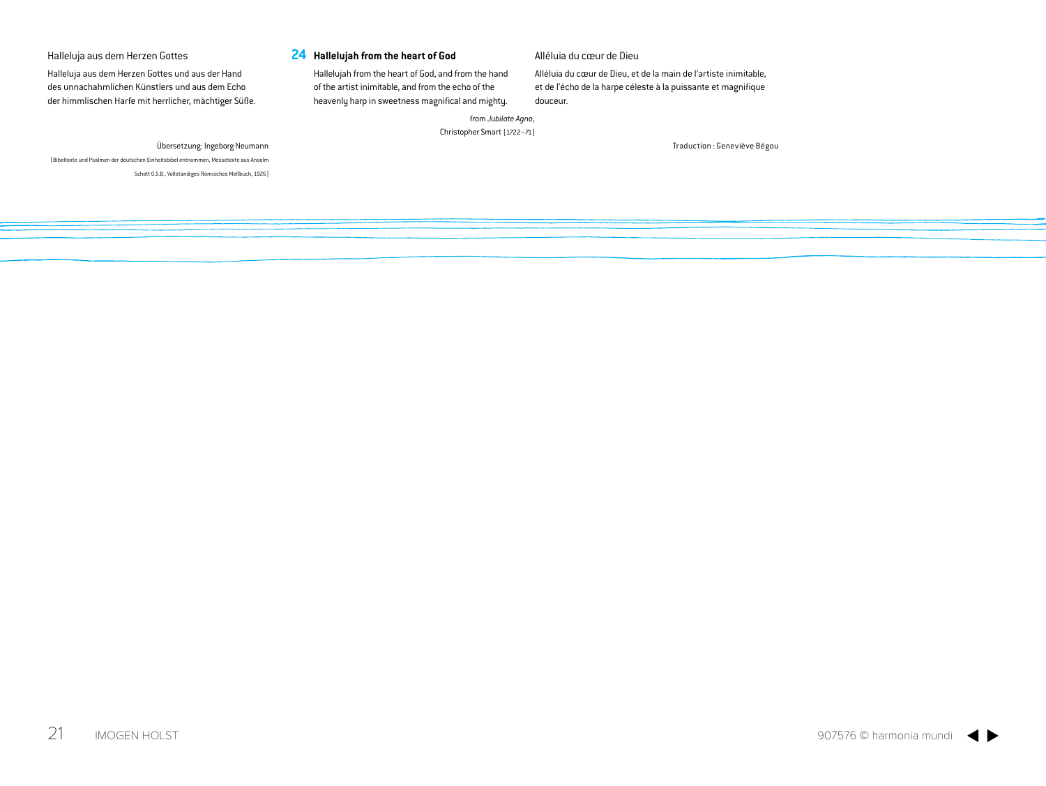Halleluja aus dem Herzen Gottes

Halleluja aus dem Herzen Gottes und aus der Hand des unnachahmlichen Künstlers und aus dem Echo der himmlischen Harfe mit herrlicher, mächtiger Süße.

Übersetzung: Ingeborg Neumann

(Bibeltexte und Psalmen der deutschen Einheitsbibel entnommen, Messetexte aus Anselm Schott O.S.B., Vollständiges Römisches Meßbuch, 1926)

**24 Hallelujah from the heart of God**

Hallelujah from the heart of God, and from the hand of the artist inimitable, and from the echo of the heavenly harp in sweetness magnifical and mighty.

from *Jubilate Agno*,
Christopher Smart (1722–71)

Alléluia du cœur de Dieu

Alléluia du cœur de Dieu, et de la main de l'artiste inimitable, et de l'écho de la harpe céleste à la puissante et magnifique douceur.

Traduction : Geneviève Bégou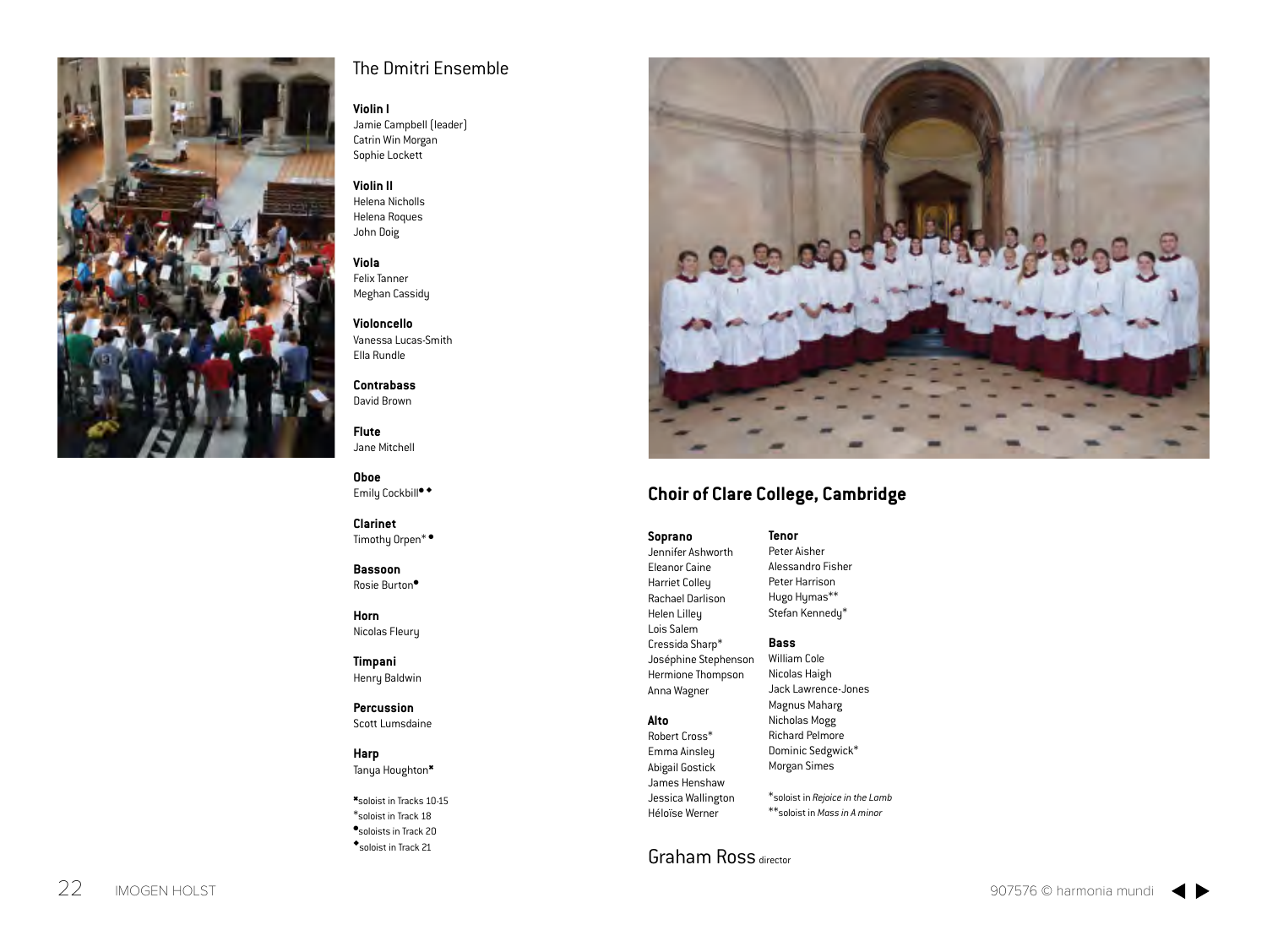## The Dmitri Ensemble

**Violin I**
Jamie Campbell (leader)
Catrin Win Morgan
Sophie Lockett

**Violin II**
Helena Nicholls
Helena Roques
John Doig

**Viola**
Felix Tanner
Meghan Cassidy

**Violoncello**
Vanessa Lucas-Smith
Ella Rundle

**Contrabass**
David Brown

**Flute**
Jane Mitchell

**Oboe**
Emily Cockbill•◆

**Clarinet**
Timothy Orpen*•

**Bassoon**
Rosie Burton•

**Horn**
Nicolas Fleury

**Timpani**
Henry Baldwin

**Percussion**
Scott Lumsdaine

**Harp**
Tanya Houghton✖

✖soloist in Tracks 10-15
*soloist in Track 18
•soloists in Track 20
◆soloist in Track 21

## Choir of Clare College, Cambridge

**Soprano**
Jennifer Ashworth
Eleanor Caine
Harriet Colley
Rachael Darlison
Helen Lilley
Lois Salem
Cressida Sharp*
Joséphine Stephenson
Hermione Thompson
Anna Wagner

**Alto**
Robert Cross*
Emma Ainsley
Abigail Gostick
James Henshaw
Jessica Wallington
Héloïse Werner

**Tenor**
Peter Aisher
Alessandro Fisher
Peter Harrison
Hugo Hymas**
Stefan Kennedy*

**Bass**
William Cole
Nicolas Haigh
Jack Lawrence-Jones
Magnus Maharg
Nicholas Mogg
Richard Pelmore
Dominic Sedgwick*
Morgan Simes

*soloist in *Rejoice in the Lamb*
**soloist in *Mass in A minor*

Graham Ross director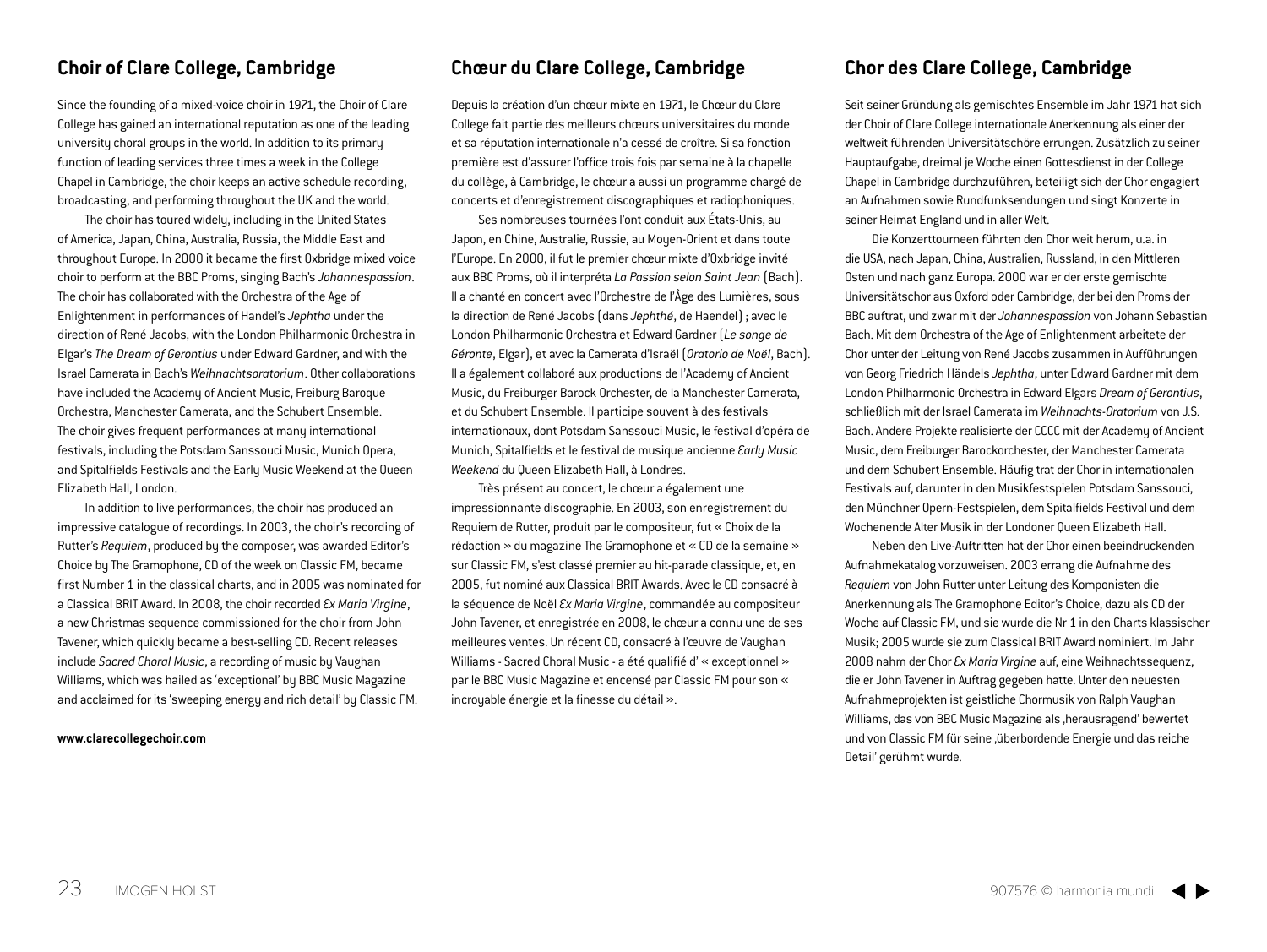## Choir of Clare College, Cambridge

Since the founding of a mixed-voice choir in 1971, the Choir of Clare College has gained an international reputation as one of the leading university choral groups in the world. In addition to its primary function of leading services three times a week in the College Chapel in Cambridge, the choir keeps an active schedule recording, broadcasting, and performing throughout the UK and the world.

The choir has toured widely, including in the United States of America, Japan, China, Australia, Russia, the Middle East and throughout Europe. In 2000 it became the first Oxbridge mixed voice choir to perform at the BBC Proms, singing Bach's *Johannespassion*. The choir has collaborated with the Orchestra of the Age of Enlightenment in performances of Handel's *Jephtha* under the direction of René Jacobs, with the London Philharmonic Orchestra in Elgar's *The Dream of Gerontius* under Edward Gardner, and with the Israel Camerata in Bach's *Weihnachtsoratorium*. Other collaborations have included the Academy of Ancient Music, Freiburg Baroque Orchestra, Manchester Camerata, and the Schubert Ensemble. The choir gives frequent performances at many international festivals, including the Potsdam Sanssouci Music, Munich Opera, and Spitalfields Festivals and the Early Music Weekend at the Queen Elizabeth Hall, London.

In addition to live performances, the choir has produced an impressive catalogue of recordings. In 2003, the choir's recording of Rutter's *Requiem*, produced by the composer, was awarded Editor's Choice by The Gramophone, CD of the week on Classic FM, became first Number 1 in the classical charts, and in 2005 was nominated for a Classical BRIT Award. In 2008, the choir recorded *Ex Maria Virgine*, a new Christmas sequence commissioned for the choir from John Tavener, which quickly became a best-selling CD. Recent releases include *Sacred Choral Music*, a recording of music by Vaughan Williams, which was hailed as 'exceptional' by BBC Music Magazine and acclaimed for its 'sweeping energy and rich detail' by Classic FM.

**www.clarecollegechoir.com**

## Chœur du Clare College, Cambridge

Depuis la création d'un chœur mixte en 1971, le Chœur du Clare College fait partie des meilleurs chœurs universitaires du monde et sa réputation internationale n'a cessé de croître. Si sa fonction première est d'assurer l'office trois fois par semaine à la chapelle du collège, à Cambridge, le chœur a aussi un programme chargé de concerts et d'enregistrement discographiques et radiophoniques.

Ses nombreuses tournées l'ont conduit aux États-Unis, au Japon, en Chine, Australie, Russie, au Moyen-Orient et dans toute l'Europe. En 2000, il fut le premier chœur mixte d'Oxbridge invité aux BBC Proms, où il interpréta *La Passion selon Saint Jean* (Bach). Il a chanté en concert avec l'Orchestre de l'Âge des Lumières, sous la direction de René Jacobs (dans *Jephthé*, de Haendel) ; avec le London Philharmonic Orchestra et Edward Gardner (*Le songe de Géronte*, Elgar), et avec la Camerata d'Israël (*Oratorio de Noël*, Bach). Il a également collaboré aux productions de l'Academy of Ancient Music, du Freiburger Barock Orchester, de la Manchester Camerata, et du Schubert Ensemble. Il participe souvent à des festivals internationaux, dont Potsdam Sanssouci Music, le festival d'opéra de Munich, Spitalfields et le festival de musique ancienne *Early Music Weekend* du Queen Elizabeth Hall, à Londres.

Très présent au concert, le chœur a également une impressionnante discographie. En 2003, son enregistrement du Requiem de Rutter, produit par le compositeur, fut « Choix de la rédaction » du magazine The Gramophone et « CD de la semaine » sur Classic FM, s'est classé premier au hit-parade classique, et, en 2005, fut nominé aux Classical BRIT Awards. Avec le CD consacré à la séquence de Noël *Ex Maria Virgine*, commandée au compositeur John Tavener, et enregistrée en 2008, le chœur a connu une de ses meilleures ventes. Un récent CD, consacré à l'œuvre de Vaughan Williams - Sacred Choral Music - a été qualifié d' « exceptionnel » par le BBC Music Magazine et encensé par Classic FM pour son « incroyable énergie et la finesse du détail ».

## Chor des Clare College, Cambridge

Seit seiner Gründung als gemischtes Ensemble im Jahr 1971 hat sich der Choir of Clare College internationale Anerkennung als einer der weltweit führenden Universitätschöre errungen. Zusätzlich zu seiner Hauptaufgabe, dreimal je Woche einen Gottesdienst in der College Chapel in Cambridge durchzuführen, beteiligt sich der Chor engagiert an Aufnahmen sowie Rundfunksendungen und singt Konzerte in seiner Heimat England und in aller Welt.

Die Konzerttourneen führten den Chor weit herum, u.a. in die USA, nach Japan, China, Australien, Russland, in den Mittleren Osten und nach ganz Europa. 2000 war er der erste gemischte Universitätschor aus Oxford oder Cambridge, der bei den Proms der BBC auftrat, und zwar mit der *Johannespassion* von Johann Sebastian Bach. Mit dem Orchestra of the Age of Enlightenment arbeitete der Chor unter der Leitung von René Jacobs zusammen in Aufführungen von Georg Friedrich Händels *Jephtha*, unter Edward Gardner mit dem London Philharmonic Orchestra in Edward Elgars *Dream of Gerontius*, schließlich mit der Israel Camerata im *Weihnachts-Oratorium* von J.S. Bach. Andere Projekte realisierte der CCCC mit der Academy of Ancient Music, dem Freiburger Barockorchester, der Manchester Camerata und dem Schubert Ensemble. Häufig trat der Chor in internationalen Festivals auf, darunter in den Musikfestspielen Potsdam Sanssouci, den Münchner Opern-Festspielen, dem Spitalfields Festival und dem Wochenende Alter Musik in der Londoner Queen Elizabeth Hall.

Neben den Live-Auftritten hat der Chor einen beeindruckenden Aufnahmekatalog vorzuweisen. 2003 errang die Aufnahme des *Requiem* von John Rutter unter Leitung des Komponisten die Anerkennung als The Gramophone Editor's Choice, dazu als CD der Woche auf Classic FM, und sie wurde die Nr 1 in den Charts klassischer Musik; 2005 wurde sie zum Classical BRIT Award nominiert. Im Jahr 2008 nahm der Chor *Ex Maria Virgine* auf, eine Weihnachtssequenz, die er John Tavener in Auftrag gegeben hatte. Unter den neuesten Aufnahmeprojekten ist geistliche Chormusik von Ralph Vaughan Williams, das von BBC Music Magazine als ‚herausragend' bewertet und von Classic FM für seine ‚überbordende Energie und das reiche Detail' gerühmt wurde.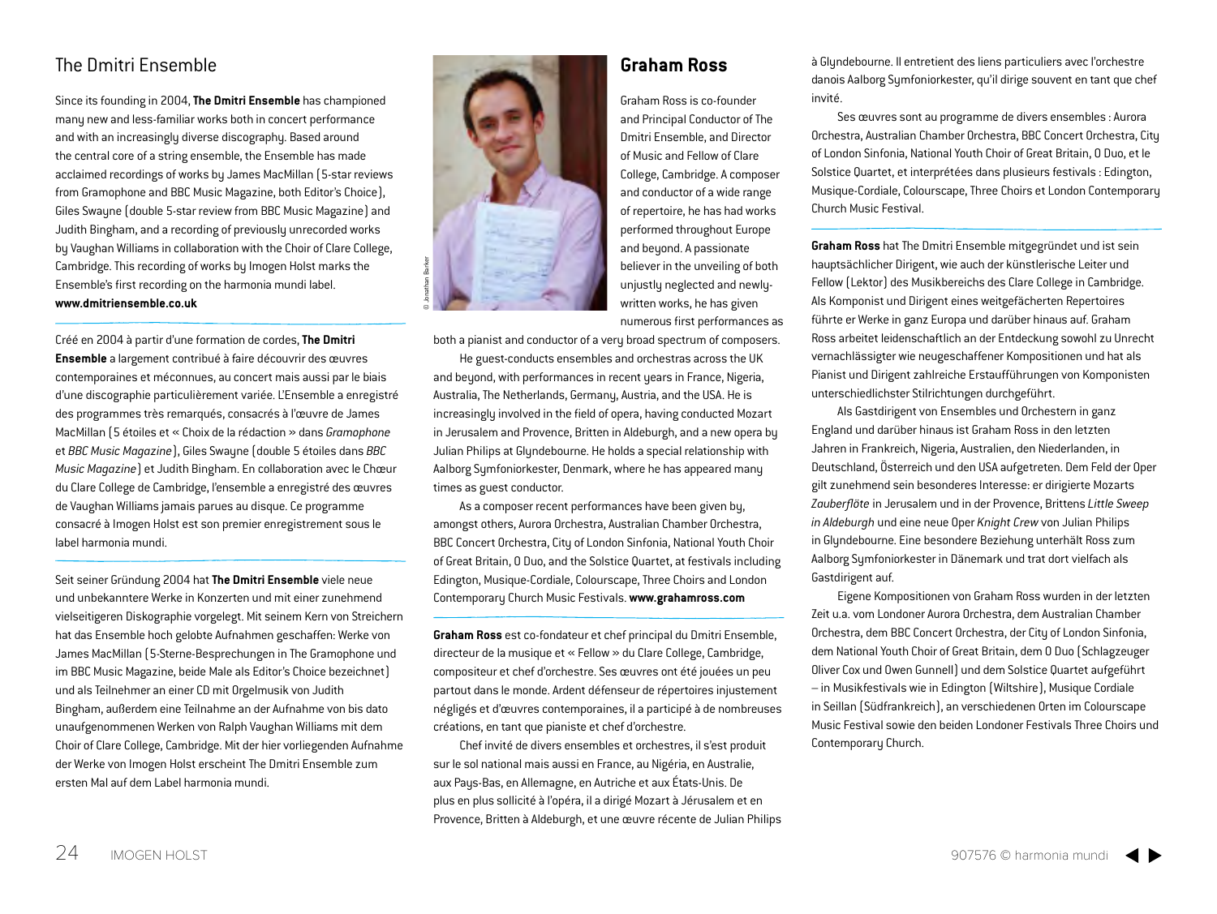## The Dmitri Ensemble

Since its founding in 2004, **The Dmitri Ensemble** has championed many new and less-familiar works both in concert performance and with an increasingly diverse discography. Based around the central core of a string ensemble, the Ensemble has made acclaimed recordings of works by James MacMillan (5-star reviews from Gramophone and BBC Music Magazine, both Editor's Choice), Giles Swayne (double 5-star review from BBC Music Magazine) and Judith Bingham, and a recording of previously unrecorded works by Vaughan Williams in collaboration with the Choir of Clare College, Cambridge. This recording of works by Imogen Holst marks the Ensemble's first recording on the harmonia mundi label.
**www.dmitriensemble.co.uk**

---

Créé en 2004 à partir d'une formation de cordes, **The Dmitri Ensemble** a largement contribué à faire découvrir des œuvres contemporaines et méconnues, au concert mais aussi par le biais d'une discographie particulièrement variée. L'Ensemble a enregistré des programmes très remarqués, consacrés à l'œuvre de James MacMillan (5 étoiles et « Choix de la rédaction » dans *Gramophone* et *BBC Music Magazine*), Giles Swayne (double 5 étoiles dans *BBC Music Magazine*) et Judith Bingham. En collaboration avec le Chœur du Clare College de Cambridge, l'ensemble a enregistré des œuvres de Vaughan Williams jamais parues au disque. Ce programme consacré à Imogen Holst est son premier enregistrement sous le label harmonia mundi.

---

Seit seiner Gründung 2004 hat **The Dmitri Ensemble** viele neue und unbekanntere Werke in Konzerten und mit einer zunehmend vielseitigeren Diskographie vorgelegt. Mit seinem Kern von Streichern hat das Ensemble hoch gelobte Aufnahmen geschaffen: Werke von James MacMillan (5-Sterne-Besprechungen in The Gramophone und im BBC Music Magazine, beide Male als Editor's Choice bezeichnet) und als Teilnehmer an einer CD mit Orgelmusik von Judith Bingham, außerdem eine Teilnahme an der Aufnahme von bis dato unaufgenommenen Werken von Ralph Vaughan Williams mit dem Choir of Clare College, Cambridge. Mit der hier vorliegenden Aufnahme der Werke von Imogen Holst erscheint The Dmitri Ensemble zum ersten Mal auf dem Label harmonia mundi.

## Graham Ross

© Jonathan Barker

Graham Ross is co-founder and Principal Conductor of The Dmitri Ensemble, and Director of Music and Fellow of Clare College, Cambridge. A composer and conductor of a wide range of repertoire, he has had works performed throughout Europe and beyond. A passionate believer in the unveiling of both unjustly neglected and newly-written works, he has given numerous first performances as both a pianist and conductor of a very broad spectrum of composers.

He guest-conducts ensembles and orchestras across the UK and beyond, with performances in recent years in France, Nigeria, Australia, The Netherlands, Germany, Austria, and the USA. He is increasingly involved in the field of opera, having conducted Mozart in Jerusalem and Provence, Britten in Aldeburgh, and a new opera by Julian Philips at Glyndebourne. He holds a special relationship with Aalborg Symfoniorkester, Denmark, where he has appeared many times as guest conductor.

As a composer recent performances have been given by, amongst others, Aurora Orchestra, Australian Chamber Orchestra, BBC Concert Orchestra, City of London Sinfonia, National Youth Choir of Great Britain, O Duo, and the Solstice Quartet, at festivals including Edington, Musique-Cordiale, Colourscape, Three Choirs and London Contemporary Church Music Festivals. **www.grahamross.com**

---

**Graham Ross** est co-fondateur et chef principal du Dmitri Ensemble, directeur de la musique et « Fellow » du Clare College, Cambridge, compositeur et chef d'orchestre. Ses œuvres ont été jouées un peu partout dans le monde. Ardent défenseur de répertoires injustement négligés et d'œuvres contemporaines, il a participé à de nombreuses créations, en tant que pianiste et chef d'orchestre.

Chef invité de divers ensembles et orchestres, il s'est produit sur le sol national mais aussi en France, au Nigéria, en Australie, aux Pays-Bas, en Allemagne, en Autriche et aux États-Unis. De plus en plus sollicité à l'opéra, il a dirigé Mozart à Jérusalem et en Provence, Britten à Aldeburgh, et une œuvre récente de Julian Philips à Glyndebourne. Il entretient des liens particuliers avec l'orchestre danois Aalborg Symfoniorkester, qu'il dirige souvent en tant que chef invité.

Ses œuvres sont au programme de divers ensembles : Aurora Orchestra, Australian Chamber Orchestra, BBC Concert Orchestra, City of London Sinfonia, National Youth Choir of Great Britain, O Duo, et le Solstice Quartet, et interprétées dans plusieurs festivals : Edington, Musique-Cordiale, Colourscape, Three Choirs et London Contemporary Church Music Festival.

---

**Graham Ross** hat The Dmitri Ensemble mitgegründet und ist sein hauptsächlicher Dirigent, wie auch der künstlerische Leiter und Fellow (Lektor) des Musikbereichs des Clare College in Cambridge. Als Komponist und Dirigent eines weitgefächerten Repertoires führte er Werke in ganz Europa und darüber hinaus auf. Graham Ross arbeitet leidenschaftlich an der Entdeckung sowohl zu Unrecht vernachlässigter wie neugeschaffener Kompositionen und hat als Pianist und Dirigent zahlreiche Erstaufführungen von Komponisten unterschiedlichster Stilrichtungen durchgeführt.

Als Gastdirigent von Ensembles und Orchestern in ganz England und darüber hinaus ist Graham Ross in den letzten Jahren in Frankreich, Nigeria, Australien, den Niederlanden, in Deutschland, Österreich und den USA aufgetreten. Dem Feld der Oper gilt zunehmend sein besonderes Interesse: er dirigierte Mozarts *Zauberflöte* in Jerusalem und in der Provence, Brittens *Little Sweep in Aldeburgh* und eine neue Oper *Knight Crew* von Julian Philips in Glyndebourne. Eine besondere Beziehung unterhält Ross zum Aalborg Symfoniorkester in Dänemark und trat dort vielfach als Gastdirigent auf.

Eigene Kompositionen von Graham Ross wurden in der letzten Zeit u.a. vom Londoner Aurora Orchestra, dem Australian Chamber Orchestra, dem BBC Concert Orchestra, der City of London Sinfonia, dem National Youth Choir of Great Britain, dem O Duo (Schlagzeuger Oliver Cox und Owen Gunnell) und dem Solstice Quartet aufgeführt – in Musikfestivals wie in Edington (Wiltshire), Musique Cordiale in Seillan (Südfrankreich), an verschiedenen Orten im Colourscape Music Festival sowie den beiden Londoner Festivals Three Choirs und Contemporary Church.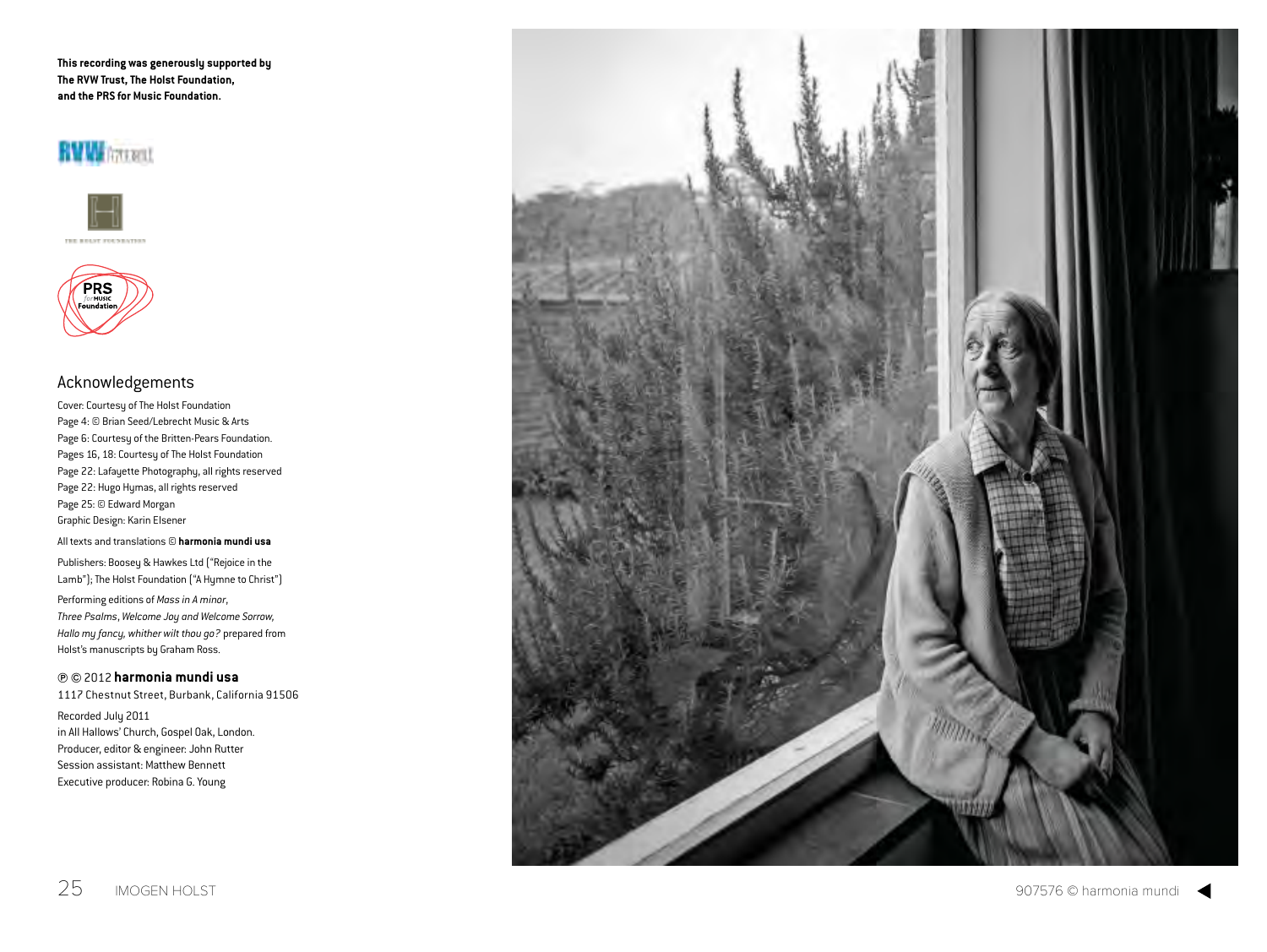**This recording was generously supported by The RVW Trust, The Holst Foundation, and the PRS for Music Foundation.**

## Acknowledgements

Cover: Courtesy of The Holst Foundation
Page 4: © Brian Seed/Lebrecht Music & Arts
Page 6: Courtesy of the Britten-Pears Foundation.
Pages 16, 18: Courtesy of The Holst Foundation
Page 22: Lafayette Photography, all rights reserved
Page 22: Hugo Hymas, all rights reserved
Page 25: © Edward Morgan
Graphic Design: Karin Elsener

All texts and translations © **harmonia mundi usa**

Publishers: Boosey & Hawkes Ltd ("Rejoice in the Lamb"); The Holst Foundation ("A Hymne to Christ")

Performing editions of *Mass in A minor*, *Three Psalms*, *Welcome Joy and Welcome Sorrow*, *Hallo my fancy, whither wilt thou go?* prepared from Holst's manuscripts by Graham Ross.

℗ © 2012 **harmonia mundi usa**
1117 Chestnut Street, Burbank, California 91506

Recorded July 2011
in All Hallows' Church, Gospel Oak, London.
Producer, editor & engineer: John Rutter
Session assistant: Matthew Bennett
Executive producer: Robina G. Young

907576 © harmonia mundi